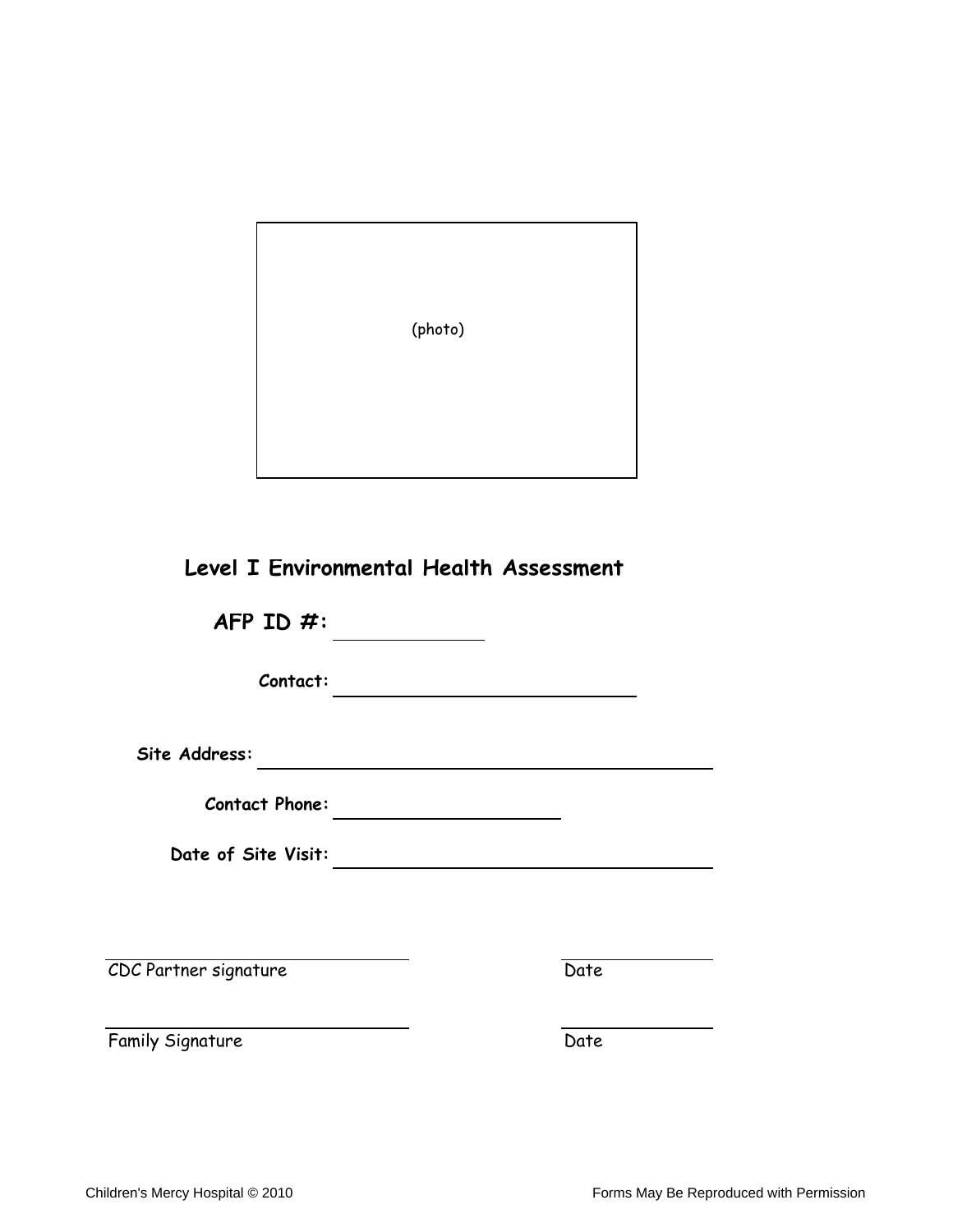(photo)

# Level I Environmental Health Assessment

**AFP ID #:** ______________

**Contact:** ______________

**Site Address:** ______________

**Contact Phone:** ______________

**Date of Site Visit:** ______________

______________
CDC Partner signature

______________
Date

______________
Family Signature

______________
Date

Children's Mercy Hospital © 2010

Forms May Be Reproduced with Permission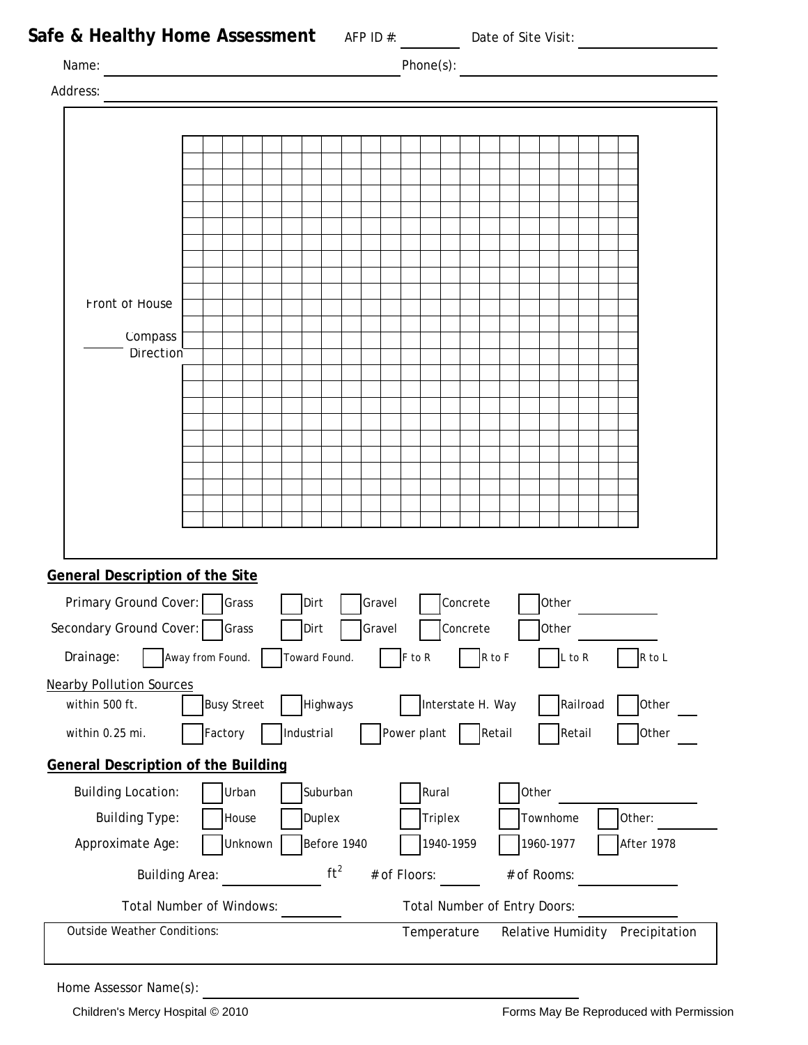# Safe & Healthy Home Assessment

AFP ID #: ________ Date of Site Visit: ________________

Name: ______________________________ Phone(s): ______________________________

Address: ______________________________________________________________

Front of House

______ Compass Direction

## General Description of the Site

Primary Ground Cover: ☐ Grass ☐ Dirt ☐ Gravel ☐ Concrete ☐ Other ________

Secondary Ground Cover: ☐ Grass ☐ Dirt ☐ Gravel ☐ Concrete ☐ Other ________

Drainage: ☐ Away from Found. ☐ Toward Found. ☐ F to R ☐ R to F ☐ L to R ☐ R to L

Nearby Pollution Sources

within 500 ft. ☐ Busy Street ☐ Highways ☐ Interstate H. Way ☐ Railroad ☐ Other ____

within 0.25 mi. ☐ Factory ☐ Industrial ☐ Power plant ☐ Retail ☐ Retail ☐ Other ____

## General Description of the Building

Building Location: ☐ Urban ☐ Suburban ☐ Rural ☐ Other ________________

Building Type: ☐ House ☐ Duplex ☐ Triplex ☐ Townhome ☐ Other: ________

Approximate Age: ☐ Unknown ☐ Before 1940 ☐ 1940-1959 ☐ 1960-1977 ☐ After 1978

Building Area: ____________ $ft^2$ # of Floors: ______ # of Rooms: ____________

Total Number of Windows: ________ Total Number of Entry Doors: ____________

| Outside Weather Conditions: | Temperature | Relative Humidity | Precipitation |
|---|---|---|---|
| | | | |

Home Assessor Name(s): ______________________________________________

Children's Mercy Hospital © 2010 Forms May Be Reproduced with Permission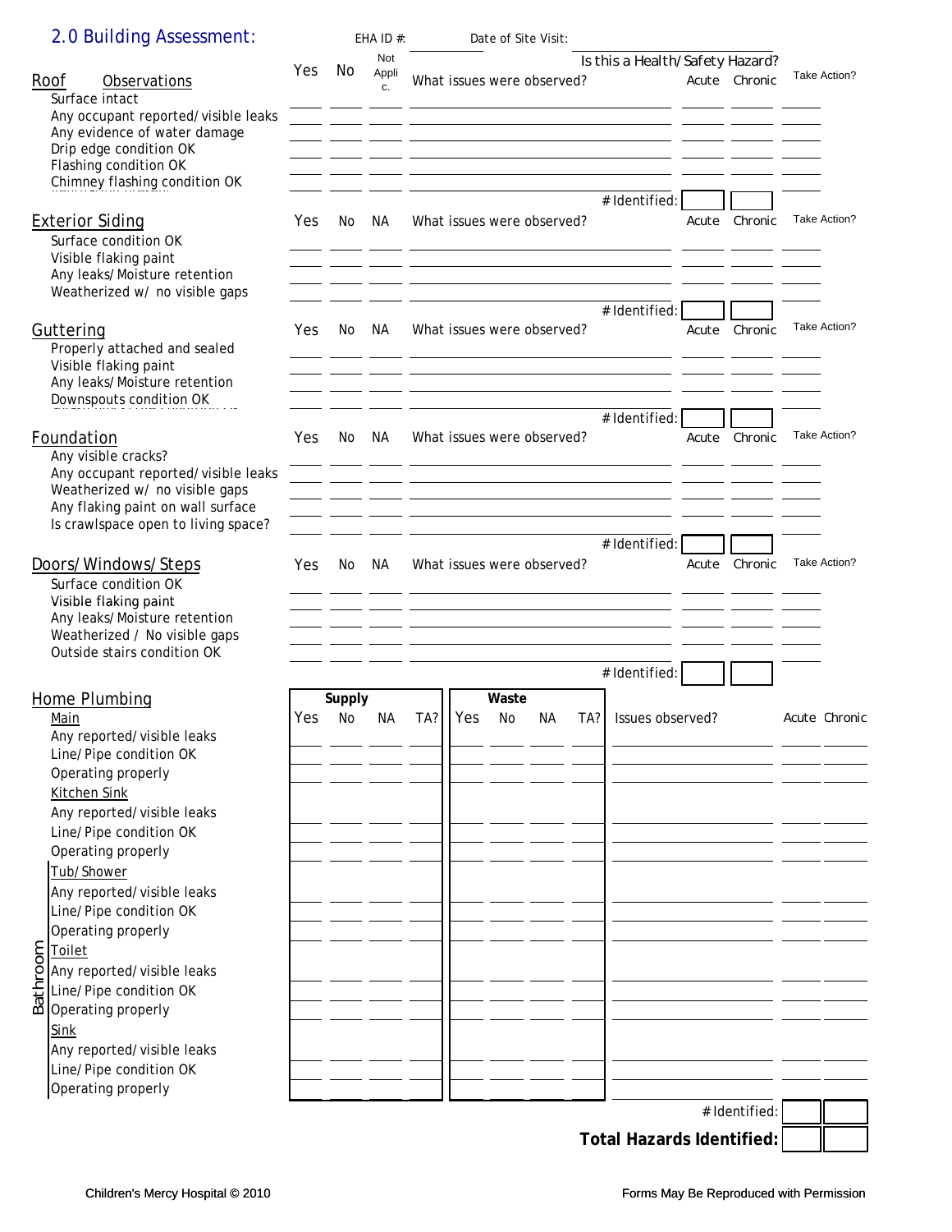## 2.0 Building Assessment:

EHA ID #: ________ Date of Site Visit: ________

| Roof Observations | Yes | No | Not Applic. | What issues were observed? | Is this a Health/Safety Hazard? Acute | Chronic | Take Action? |
|---|---|---|---|---|---|---|---|
| Surface intact | | | | | | | |
| Any occupant reported/visible leaks | | | | | | | |
| Any evidence of water damage | | | | | | | |
| Drip edge condition OK | | | | | | | |
| Flashing condition OK | | | | | | | |
| Chimney flashing condition OK | | | | | | | |
| | | | | # Identified: | | | |

| Exterior Siding | Yes | No | NA | What issues were observed? | Acute | Chronic | Take Action? |
|---|---|---|---|---|---|---|---|
| Surface condition OK | | | | | | | |
| Visible flaking paint | | | | | | | |
| Any leaks/Moisture retention | | | | | | | |
| Weatherized w/ no visible gaps | | | | | | | |
| | | | | # Identified: | | | |

| Guttering | Yes | No | NA | What issues were observed? | Acute | Chronic | Take Action? |
|---|---|---|---|---|---|---|---|
| Properly attached and sealed | | | | | | | |
| Visible flaking paint | | | | | | | |
| Any leaks/Moisture retention | | | | | | | |
| Downspouts condition OK | | | | | | | |
| | | | | # Identified: | | | |

| Foundation | Yes | No | NA | What issues were observed? | Acute | Chronic | Take Action? |
|---|---|---|---|---|---|---|---|
| Any visible cracks? | | | | | | | |
| Any occupant reported/visible leaks | | | | | | | |
| Weatherized w/ no visible gaps | | | | | | | |
| Any flaking paint on wall surface | | | | | | | |
| Is crawlspace open to living space? | | | | | | | |
| | | | | # Identified: | | | |

| Doors/Windows/Steps | Yes | No | NA | What issues were observed? | Acute | Chronic | Take Action? |
|---|---|---|---|---|---|---|---|
| Surface condition OK | | | | | | | |
| Visible flaking paint | | | | | | | |
| Any leaks/Moisture retention | | | | | | | |
| Weatherized / No visible gaps | | | | | | | |
| Outside stairs condition OK | | | | | | | |
| | | | | # Identified: | | | |

| Home Plumbing | Supply | | | | Waste | | | | | | |
|---|---|---|---|---|---|---|---|---|---|---|---|
| | Yes | No | NA | TA? | Yes | No | NA | TA? | Issues observed? | Acute | Chronic |
| **Main** | | | | | | | | | | | |
| Any reported/visible leaks | | | | | | | | | | | |
| Line/Pipe condition OK | | | | | | | | | | | |
| Operating properly | | | | | | | | | | | |
| **Kitchen Sink** | | | | | | | | | | | |
| Any reported/visible leaks | | | | | | | | | | | |
| Line/Pipe condition OK | | | | | | | | | | | |
| Operating properly | | | | | | | | | | | |
| **Bathroom – Tub/Shower** | | | | | | | | | | | |
| Any reported/visible leaks | | | | | | | | | | | |
| Line/Pipe condition OK | | | | | | | | | | | |
| Operating properly | | | | | | | | | | | |
| **Bathroom – Toilet** | | | | | | | | | | | |
| Any reported/visible leaks | | | | | | | | | | | |
| Line/Pipe condition OK | | | | | | | | | | | |
| Operating properly | | | | | | | | | | | |
| **Bathroom – Sink** | | | | | | | | | | | |
| Any reported/visible leaks | | | | | | | | | | | |
| Line/Pipe condition OK | | | | | | | | | | | |
| Operating properly | | | | | | | | | | | |
| | | | | | | | | | # Identified: | | |

**Total Hazards Identified:** ________ ________

Children's Mercy Hospital © 2010 — Forms May Be Reproduced with Permission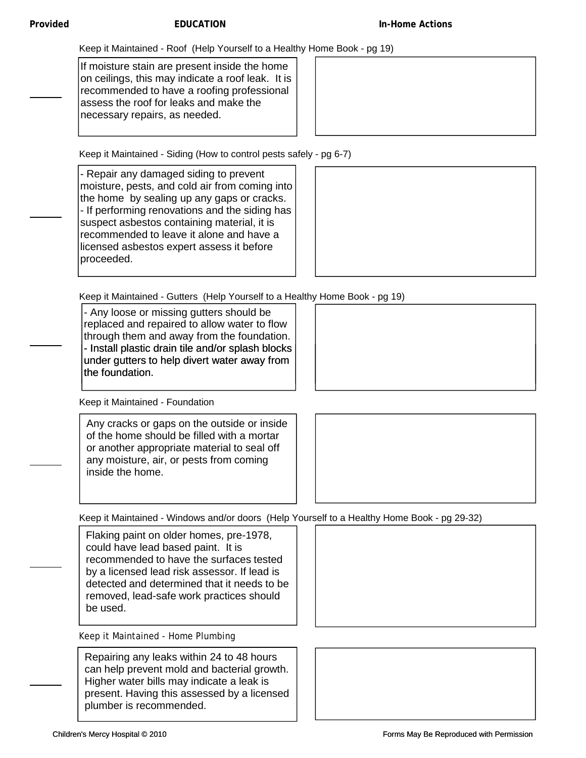| Provided | EDUCATION | In-Home Actions |
|---|---|---|
| | **Keep it Maintained - Roof (Help Yourself to a Healthy Home Book - pg 19)** | |
| ______ | If moisture stain are present inside the home on ceilings, this may indicate a roof leak. It is recommended to have a roofing professional assess the roof for leaks and make the necessary repairs, as needed. | |
| | **Keep it Maintained - Siding (How to control pests safely - pg 6-7)** | |
| ______ | - Repair any damaged siding to prevent moisture, pests, and cold air from coming into the home by sealing up any gaps or cracks.<br>- If performing renovations and the siding has suspect asbestos containing material, it is recommended to leave it alone and have a licensed asbestos expert assess it before proceeded. | |
| | **Keep it Maintained - Gutters (Help Yourself to a Healthy Home Book - pg 19)** | |
| ______ | - Any loose or missing gutters should be replaced and repaired to allow water to flow through them and away from the foundation.<br>- Install plastic drain tile and/or splash blocks under gutters to help divert water away from the foundation. | |
| | **Keep it Maintained - Foundation** | |
| ______ | Any cracks or gaps on the outside or inside of the home should be filled with a mortar or another appropriate material to seal off any moisture, air, or pests from coming inside the home. | |
| | **Keep it Maintained - Windows and/or doors (Help Yourself to a Healthy Home Book - pg 29-32)** | |
| ______ | Flaking paint on older homes, pre-1978, could have lead based paint. It is recommended to have the surfaces tested by a licensed lead risk assessor. If lead is detected and determined that it needs to be removed, lead-safe work practices should be used. | |
| | **Keep it Maintained - Home Plumbing** | |
| ______ | Repairing any leaks within 24 to 48 hours can help prevent mold and bacterial growth. Higher water bills may indicate a leak is present. Having this assessed by a licensed plumber is recommended. | |

Children's Mercy Hospital © 2010 — Forms May Be Reproduced with Permission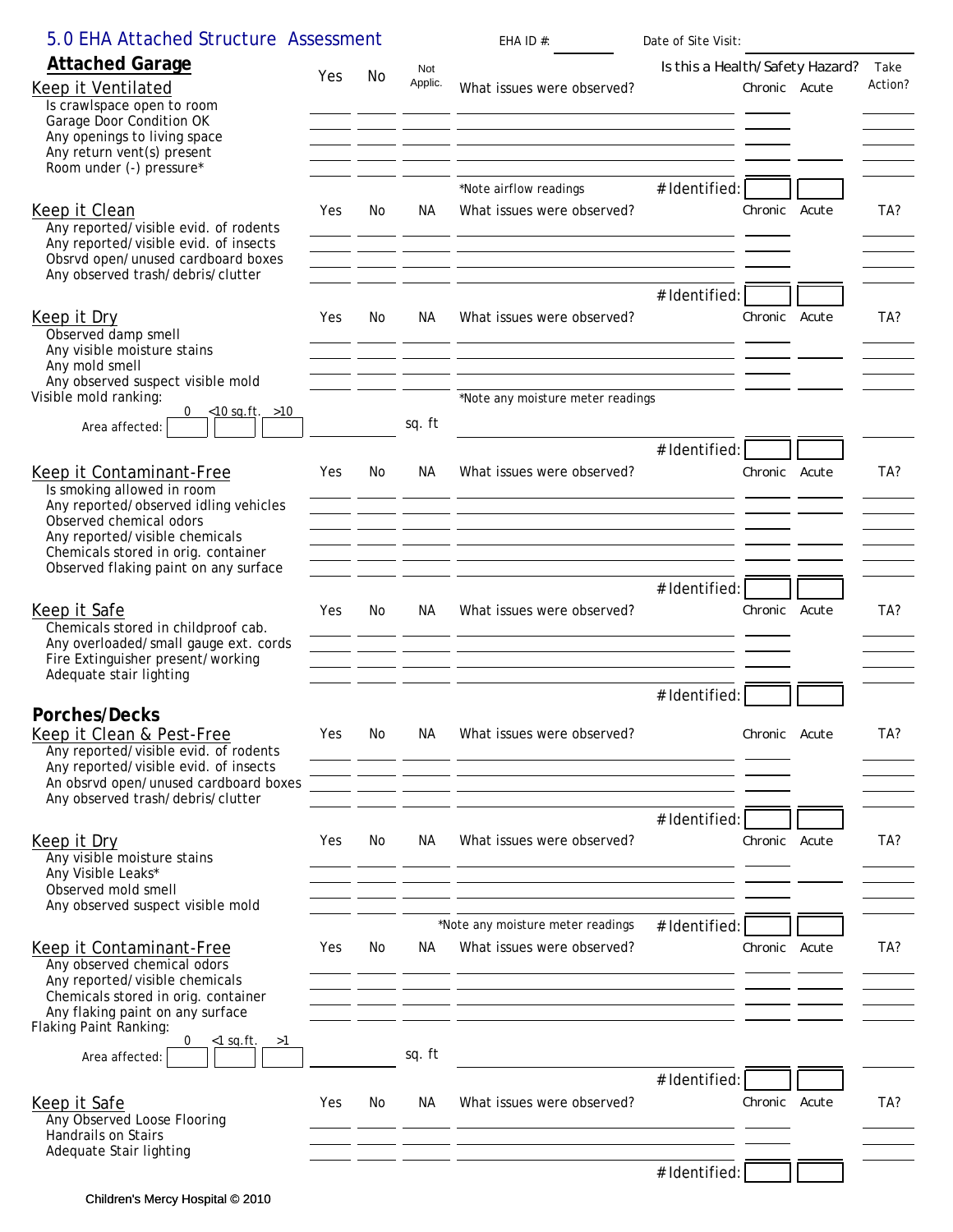## 5.0 EHA Attached Structure Assessment

EHA ID #: ________ Date of Site Visit: ________

### Attached Garage

Is this a Health/Safety Hazard?

| Keep it Ventilated | Yes | No | Not Applic. | What issues were observed? | Chronic | Acute | Take Action? |
|---|---|---|---|---|---|---|---|
| Is crawlspace open to room | | | | | | | |
| Garage Door Condition OK | | | | | | | |
| Any openings to living space | | | | | | | |
| Any return vent(s) present | | | | | | | |
| Room under (-) pressure* | | | | | | | |
| | | | | *Note airflow readings # Identified: | | | |

| Keep it Clean | Yes | No | NA | What issues were observed? | Chronic | Acute | TA? |
|---|---|---|---|---|---|---|---|
| Any reported/visible evid. of rodents | | | | | | | |
| Any reported/visible evid. of insects | | | | | | | |
| Obsrvd open/unused cardboard boxes | | | | | | | |
| Any observed trash/debris/clutter | | | | | | | |
| | | | | # Identified: | | | |

| Keep it Dry | Yes | No | NA | What issues were observed? | Chronic | Acute | TA? |
|---|---|---|---|---|---|---|---|
| Observed damp smell | | | | | | | |
| Any visible moisture stains | | | | | | | |
| Any mold smell | | | | | | | |
| Any observed suspect visible mold | | | | | | | |

Visible mold ranking: 0 / <10 sq.ft. / >10

Area affected: ________ sq. ft

*Note any moisture meter readings

# Identified:

| Keep it Contaminant-Free | Yes | No | NA | What issues were observed? | Chronic | Acute | TA? |
|---|---|---|---|---|---|---|---|
| Is smoking allowed in room | | | | | | | |
| Any reported/observed idling vehicles | | | | | | | |
| Observed chemical odors | | | | | | | |
| Any reported/visible chemicals | | | | | | | |
| Chemicals stored in orig. container | | | | | | | |
| Observed flaking paint on any surface | | | | | | | |
| | | | | # Identified: | | | |

| Keep it Safe | Yes | No | NA | What issues were observed? | Chronic | Acute | TA? |
|---|---|---|---|---|---|---|---|
| Chemicals stored in childproof cab. | | | | | | | |
| Any overloaded/small gauge ext. cords | | | | | | | |
| Fire Extinguisher present/working | | | | | | | |
| Adequate stair lighting | | | | | | | |
| | | | | # Identified: | | | |

### Porches/Decks

| Keep it Clean & Pest-Free | Yes | No | NA | What issues were observed? | Chronic | Acute | TA? |
|---|---|---|---|---|---|---|---|
| Any reported/visible evid. of rodents | | | | | | | |
| Any reported/visible evid. of insects | | | | | | | |
| An obsrvd open/unused cardboard boxes | | | | | | | |
| Any observed trash/debris/clutter | | | | | | | |
| | | | | # Identified: | | | |

| Keep it Dry | Yes | No | NA | What issues were observed? | Chronic | Acute | TA? |
|---|---|---|---|---|---|---|---|
| Any visible moisture stains | | | | | | | |
| Any Visible Leaks* | | | | | | | |
| Observed mold smell | | | | | | | |
| Any observed suspect visible mold | | | | | | | |
| | | | | *Note any moisture meter readings # Identified: | | | |

| Keep it Contaminant-Free | Yes | No | NA | What issues were observed? | Chronic | Acute | TA? |
|---|---|---|---|---|---|---|---|
| Any observed chemical odors | | | | | | | |
| Any reported/visible chemicals | | | | | | | |
| Chemicals stored in orig. container | | | | | | | |
| Any flaking paint on any surface | | | | | | | |

Flaking Paint Ranking: 0 / <1 sq.ft. / >1

Area affected: ________ sq. ft

# Identified:

| Keep it Safe | Yes | No | NA | What issues were observed? | Chronic | Acute | TA? |
|---|---|---|---|---|---|---|---|
| Any Observed Loose Flooring | | | | | | | |
| Handrails on Stairs | | | | | | | |
| Adequate Stair lighting | | | | | | | |
| | | | | # Identified: | | | |

Children's Mercy Hospital © 2010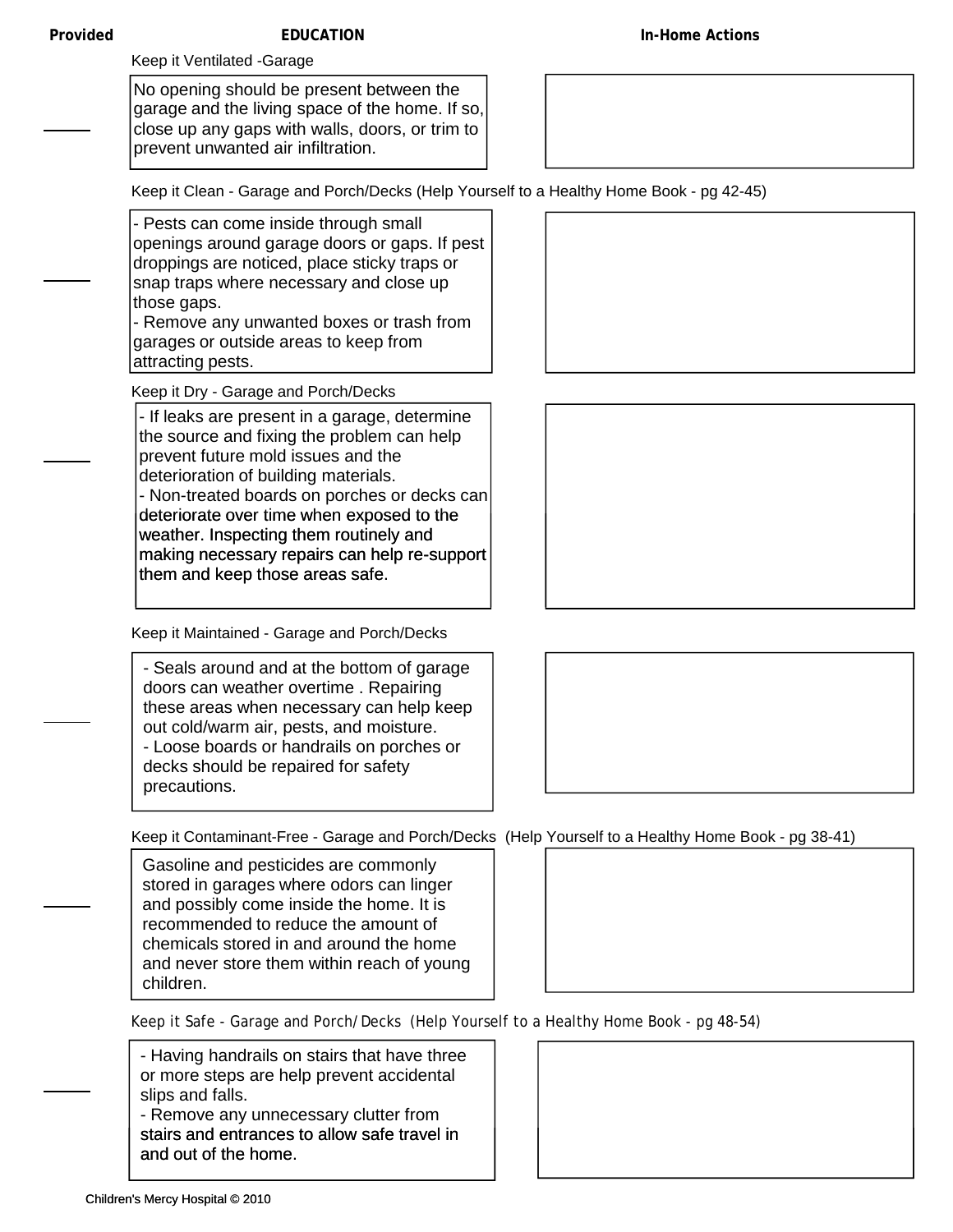| Provided | EDUCATION | In-Home Actions |
|---|---|---|
| | **Keep it Ventilated -Garage** | |
| ____ | No opening should be present between the garage and the living space of the home. If so, close up any gaps with walls, doors, or trim to prevent unwanted air infiltration. | |
| | **Keep it Clean - Garage and Porch/Decks (Help Yourself to a Healthy Home Book - pg 42-45)** | |
| ____ | - Pests can come inside through small openings around garage doors or gaps. If pest droppings are noticed, place sticky traps or snap traps where necessary and close up those gaps.<br>- Remove any unwanted boxes or trash from garages or outside areas to keep from attracting pests. | |
| | **Keep it Dry - Garage and Porch/Decks** | |
| ____ | - If leaks are present in a garage, determine the source and fixing the problem can help prevent future mold issues and the deterioration of building materials.<br>- Non-treated boards on porches or decks can deteriorate over time when exposed to the weather. Inspecting them routinely and making necessary repairs can help re-support them and keep those areas safe. | |
| | **Keep it Maintained - Garage and Porch/Decks** | |
| ____ | - Seals around and at the bottom of garage doors can weather overtime . Repairing these areas when necessary can help keep out cold/warm air, pests, and moisture.<br>- Loose boards or handrails on porches or decks should be repaired for safety precautions. | |
| | **Keep it Contaminant-Free - Garage and Porch/Decks (Help Yourself to a Healthy Home Book - pg 38-41)** | |
| ____ | Gasoline and pesticides are commonly stored in garages where odors can linger and possibly come inside the home. It is recommended to reduce the amount of chemicals stored in and around the home and never store them within reach of young children. | |
| | **Keep it Safe - Garage and Porch/Decks (Help Yourself to a Healthy Home Book - pg 48-54)** | |
| ____ | - Having handrails on stairs that have three or more steps are help prevent accidental slips and falls.<br>- Remove any unnecessary clutter from stairs and entrances to allow safe travel in and out of the home. | |

Children's Mercy Hospital © 2010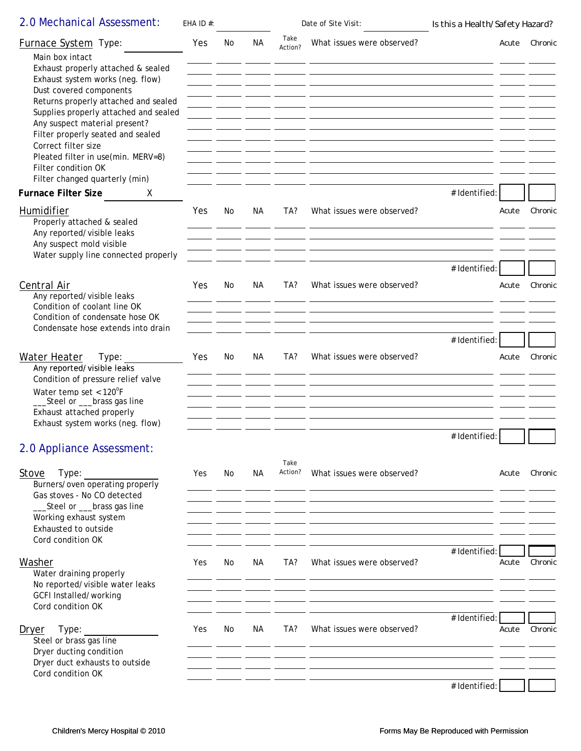## 2.0 Mechanical Assessment:

EHA ID #: ____________ Date of Site Visit: ____________ Is this a Health/Safety Hazard?

| Furnace System Type: ________ | Yes | No | NA | Take Action? | What issues were observed? | Acute | Chronic |
|---|---|---|---|---|---|---|---|
| Main box intact | | | | | | | |
| Exhaust properly attached & sealed | | | | | | | |
| Exhaust system works (neg. flow) | | | | | | | |
| Dust covered components | | | | | | | |
| Returns properly attached and sealed | | | | | | | |
| Supplies properly attached and sealed | | | | | | | |
| Any suspect material present? | | | | | | | |
| Filter properly seated and sealed | | | | | | | |
| Correct filter size | | | | | | | |
| Pleated filter in use(min. MERV=8) | | | | | | | |
| Filter condition OK | | | | | | | |
| Filter changed quarterly (min) | | | | | | | |
| **Furnace Filter Size** ____ X ____ | | | | | #Identified: | | |

| Humidifier | Yes | No | NA | TA? | What issues were observed? | Acute | Chronic |
|---|---|---|---|---|---|---|---|
| Properly attached & sealed | | | | | | | |
| Any reported/visible leaks | | | | | | | |
| Any suspect mold visible | | | | | | | |
| Water supply line connected properly | | | | | | | |
| | | | | | #Identified: | | |

| Central Air | Yes | No | NA | TA? | What issues were observed? | Acute | Chronic |
|---|---|---|---|---|---|---|---|
| Any reported/visible leaks | | | | | | | |
| Condition of coolant line OK | | | | | | | |
| Condition of condensate hose OK | | | | | | | |
| Condensate hose extends into drain | | | | | | | |
| | | | | | #Identified: | | |

| Water Heater Type: ________ | Yes | No | NA | TA? | What issues were observed? | Acute | Chronic |
|---|---|---|---|---|---|---|---|
| Any reported/visible leaks | | | | | | | |
| Condition of pressure relief valve | | | | | | | |
| Water temp set <120°F | | | | | | | |
| ___Steel or ___brass gas line | | | | | | | |
| Exhaust attached properly | | | | | | | |
| Exhaust system works (neg. flow) | | | | | | | |
| | | | | | #Identified: | | |

## 2.0 Appliance Assessment:

| Stove Type: ________ | Yes | No | NA | Take Action? | What issues were observed? | Acute | Chronic |
|---|---|---|---|---|---|---|---|
| Burners/oven operating properly | | | | | | | |
| Gas stoves - No CO detected | | | | | | | |
| ___Steel or ___brass gas line | | | | | | | |
| Working exhaust system | | | | | | | |
| Exhausted to outside | | | | | | | |
| Cord condition OK | | | | | | | |
| | | | | | #Identified: | | |

| Washer | Yes | No | NA | TA? | What issues were observed? | Acute | Chronic |
|---|---|---|---|---|---|---|---|
| Water draining properly | | | | | | | |
| No reported/visible water leaks | | | | | | | |
| GCFI Installed/working | | | | | | | |
| Cord condition OK | | | | | | | |
| | | | | | #Identified: | | |

| Dryer Type: ________ | Yes | No | NA | TA? | What issues were observed? | Acute | Chronic |
|---|---|---|---|---|---|---|---|
| Steel or brass gas line | | | | | | | |
| Dryer ducting condition | | | | | | | |
| Dryer duct exhausts to outside | | | | | | | |
| Cord condition OK | | | | | | | |
| | | | | | #Identified: | | |

Children's Mercy Hospital © 2010 Forms May Be Reproduced with Permission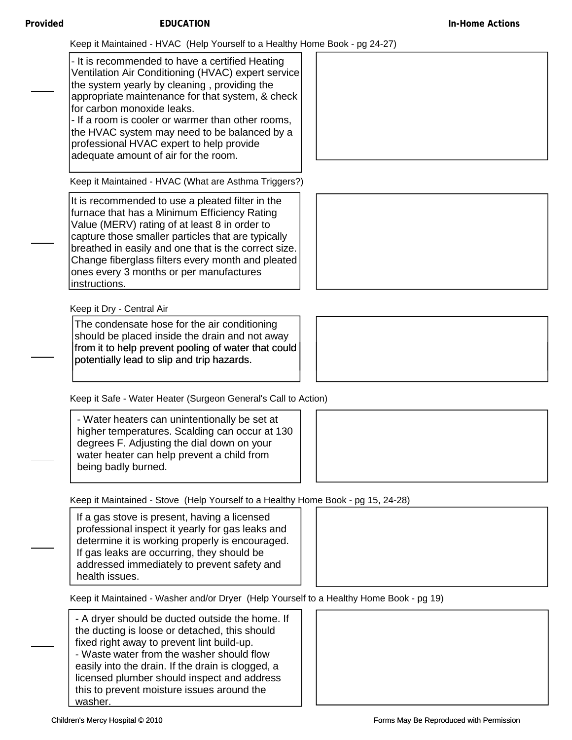| Provided | EDUCATION | In-Home Actions |
| --- | --- | --- |
| | **Keep it Maintained - HVAC (Help Yourself to a Healthy Home Book - pg 24-27)** | |
| ____ | - It is recommended to have a certified Heating Ventilation Air Conditioning (HVAC) expert service the system yearly by cleaning , providing the appropriate maintenance for that system, & check for carbon monoxide leaks.<br>- If a room is cooler or warmer than other rooms, the HVAC system may need to be balanced by a professional HVAC expert to help provide adequate amount of air for the room. | |
| | **Keep it Maintained - HVAC (What are Asthma Triggers?)** | |
| ____ | It is recommended to use a pleated filter in the furnace that has a Minimum Efficiency Rating Value (MERV) rating of at least 8 in order to capture those smaller particles that are typically breathed in easily and one that is the correct size. Change fiberglass filters every month and pleated ones every 3 months or per manufactures instructions. | |
| | **Keep it Dry - Central Air** | |
| ____ | The condensate hose for the air conditioning should be placed inside the drain and not away from it to help prevent pooling of water that could potentially lead to slip and trip hazards. | |
| | **Keep it Safe - Water Heater (Surgeon General's Call to Action)** | |
| ____ | - Water heaters can unintentionally be set at higher temperatures. Scalding can occur at 130 degrees F. Adjusting the dial down on your water heater can help prevent a child from being badly burned. | |
| | **Keep it Maintained - Stove (Help Yourself to a Healthy Home Book - pg 15, 24-28)** | |
| ____ | If a gas stove is present, having a licensed professional inspect it yearly for gas leaks and determine it is working properly is encouraged. If gas leaks are occurring, they should be addressed immediately to prevent safety and health issues. | |
| | **Keep it Maintained - Washer and/or Dryer (Help Yourself to a Healthy Home Book - pg 19)** | |
| ____ | - A dryer should be ducted outside the home. If the ducting is loose or detached, this should fixed right away to prevent lint build-up.<br>- Waste water from the washer should flow easily into the drain. If the drain is clogged, a licensed plumber should inspect and address this to prevent moisture issues around the washer. | |

Children's Mercy Hospital © 2010

Forms May Be Reproduced with Permission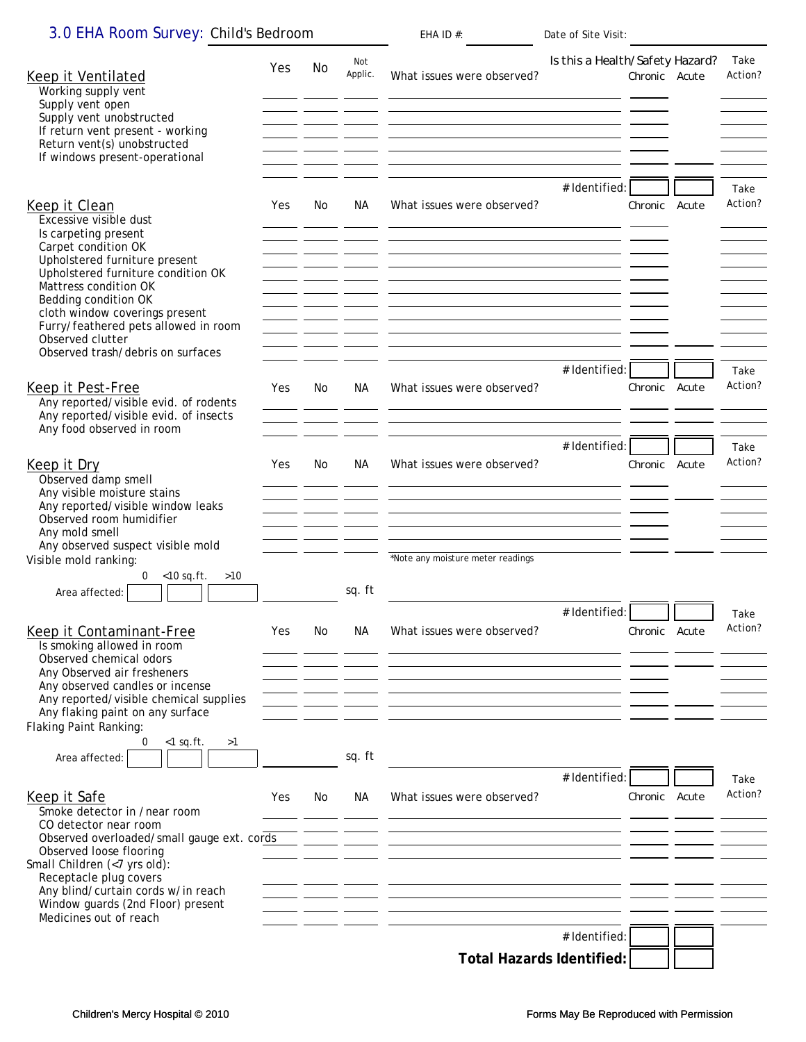# 3.0 EHA Room Survey: Child's Bedroom

EHA ID #: ________ Date of Site Visit: ________

## Keep it Ventilated

| | Yes | No | Not Applic. | What issues were observed? | Is this a Health/Safety Hazard? Chronic | Acute | Take Action? |
|---|---|---|---|---|---|---|---|
| Working supply vent | | | | | | | |
| Supply vent open | | | | | | | |
| Supply vent unobstructed | | | | | | | |
| If return vent present - working | | | | | | | |
| Return vent(s) unobstructed | | | | | | | |
| If windows present-operational | | | | | | | |
| | | | | # Identified: | | | |

## Keep it Clean

| | Yes | No | NA | What issues were observed? | Chronic | Acute | Take Action? |
|---|---|---|---|---|---|---|---|
| Excessive visible dust | | | | | | | |
| Is carpeting present | | | | | | | |
| Carpet condition OK | | | | | | | |
| Upholstered furniture present | | | | | | | |
| Upholstered furniture condition OK | | | | | | | |
| Mattress condition OK | | | | | | | |
| Bedding condition OK | | | | | | | |
| cloth window coverings present | | | | | | | |
| Furry/feathered pets allowed in room | | | | | | | |
| Observed clutter | | | | | | | |
| Observed trash/debris on surfaces | | | | | | | |
| | | | | # Identified: | | | |

## Keep it Pest-Free

| | Yes | No | NA | What issues were observed? | Chronic | Acute | Take Action? |
|---|---|---|---|---|---|---|---|
| Any reported/visible evid. of rodents | | | | | | | |
| Any reported/visible evid. of insects | | | | | | | |
| Any food observed in room | | | | | | | |
| | | | | # Identified: | | | |

## Keep it Dry

| | Yes | No | NA | What issues were observed? | Chronic | Acute | Take Action? |
|---|---|---|---|---|---|---|---|
| Observed damp smell | | | | | | | |
| Any visible moisture stains | | | | | | | |
| Any reported/visible window leaks | | | | | | | |
| Observed room humidifier | | | | | | | |
| Any mold smell | | | | | | | |
| Any observed suspect visible mold | | | | | | | |

Visible mold ranking: *Note any moisture meter readings

| | 0 | <10 sq.ft. | >10 | | |
|---|---|---|---|---|---|
| Area affected: | | | | | sq. ft |

| | | | | # Identified: | | | |
|---|---|---|---|---|---|---|---|

## Keep it Contaminant-Free

| | Yes | No | NA | What issues were observed? | Chronic | Acute | Take Action? |
|---|---|---|---|---|---|---|---|
| Is smoking allowed in room | | | | | | | |
| Observed chemical odors | | | | | | | |
| Any Observed air fresheners | | | | | | | |
| Any observed candles or incense | | | | | | | |
| Any reported/visible chemical supplies | | | | | | | |
| Any flaking paint on any surface | | | | | | | |

Flaking Paint Ranking:

| | 0 | <1 sq.ft. | >1 | | |
|---|---|---|---|---|---|
| Area affected: | | | | | sq. ft |

| | | | | # Identified: | | | |
|---|---|---|---|---|---|---|---|

## Keep it Safe

| | Yes | No | NA | What issues were observed? | Chronic | Acute | Take Action? |
|---|---|---|---|---|---|---|---|
| Smoke detector in / near room | | | | | | | |
| CO detector near room | | | | | | | |
| Observed overloaded/small gauge ext. cords | | | | | | | |
| Observed loose flooring | | | | | | | |
| **Small Children (<7 yrs old):** | | | | | | | |
| Receptacle plug covers | | | | | | | |
| Any blind/curtain cords w/ in reach | | | | | | | |
| Window guards (2nd Floor) present | | | | | | | |
| Medicines out of reach | | | | | | | |
| | | | | # Identified: | | | |

**Total Hazards Identified:** ________ ________

Children's Mercy Hospital © 2010 Forms May Be Reproduced with Permission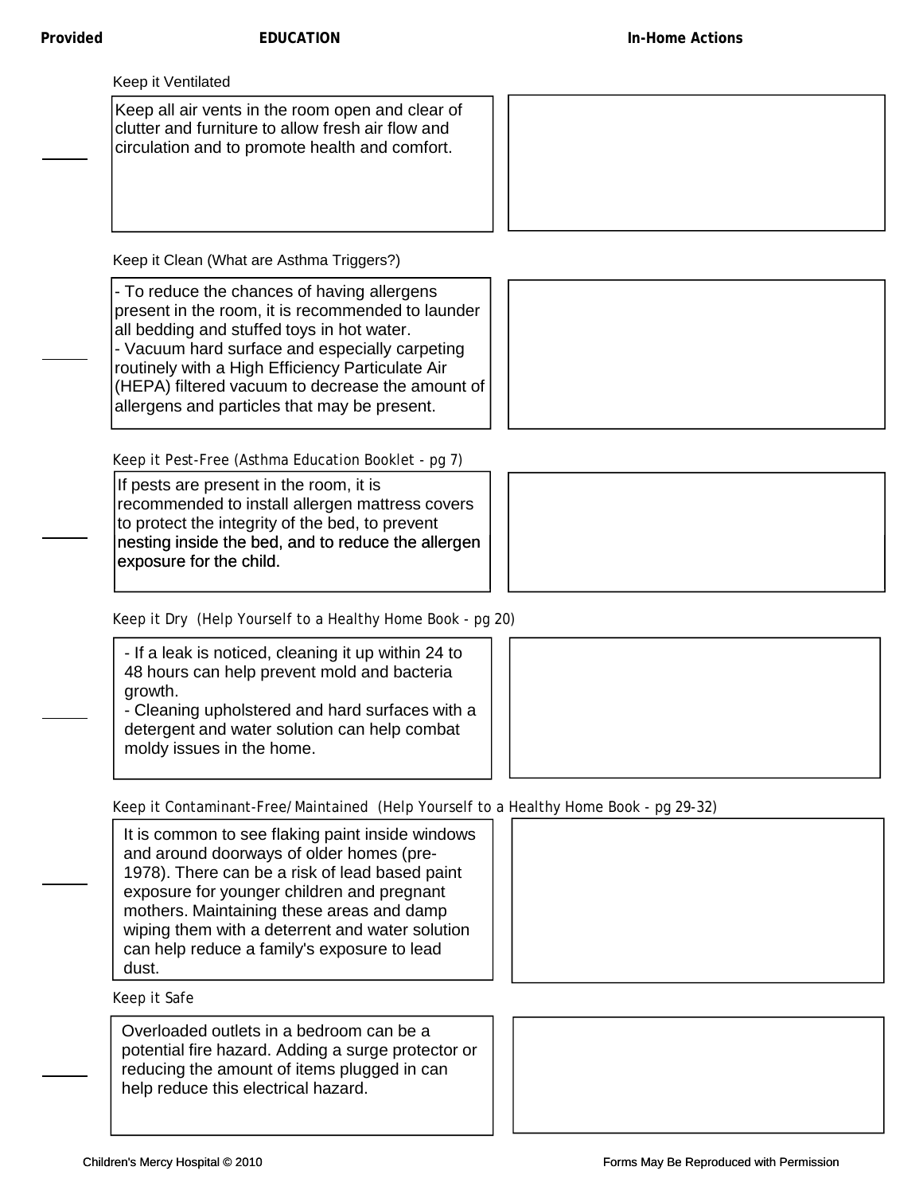| Provided | EDUCATION | In-Home Actions |
|---|---|---|
| | **Keep it Ventilated** | |
| ____ | Keep all air vents in the room open and clear of clutter and furniture to allow fresh air flow and circulation and to promote health and comfort. | |
| | **Keep it Clean (What are Asthma Triggers?)** | |
| ____ | - To reduce the chances of having allergens present in the room, it is recommended to launder all bedding and stuffed toys in hot water.<br>- Vacuum hard surface and especially carpeting routinely with a High Efficiency Particulate Air (HEPA) filtered vacuum to decrease the amount of allergens and particles that may be present. | |
| | **Keep it Pest-Free (Asthma Education Booklet - pg 7)** | |
| ____ | If pests are present in the room, it is recommended to install allergen mattress covers to protect the integrity of the bed, to prevent nesting inside the bed, and to reduce the allergen exposure for the child. | |
| | **Keep it Dry (Help Yourself to a Healthy Home Book - pg 20)** | |
| ____ | - If a leak is noticed, cleaning it up within 24 to 48 hours can help prevent mold and bacteria growth.<br>- Cleaning upholstered and hard surfaces with a detergent and water solution can help combat moldy issues in the home. | |
| | **Keep it Contaminant-Free/Maintained (Help Yourself to a Healthy Home Book - pg 29-32)** | |
| ____ | It is common to see flaking paint inside windows and around doorways of older homes (pre-1978). There can be a risk of lead based paint exposure for younger children and pregnant mothers. Maintaining these areas and damp wiping them with a deterrent and water solution can help reduce a family's exposure to lead dust. | |
| | **Keep it Safe** | |
| ____ | Overloaded outlets in a bedroom can be a potential fire hazard. Adding a surge protector or reducing the amount of items plugged in can help reduce this electrical hazard. | |

Children's Mercy Hospital © 2010

Forms May Be Reproduced with Permission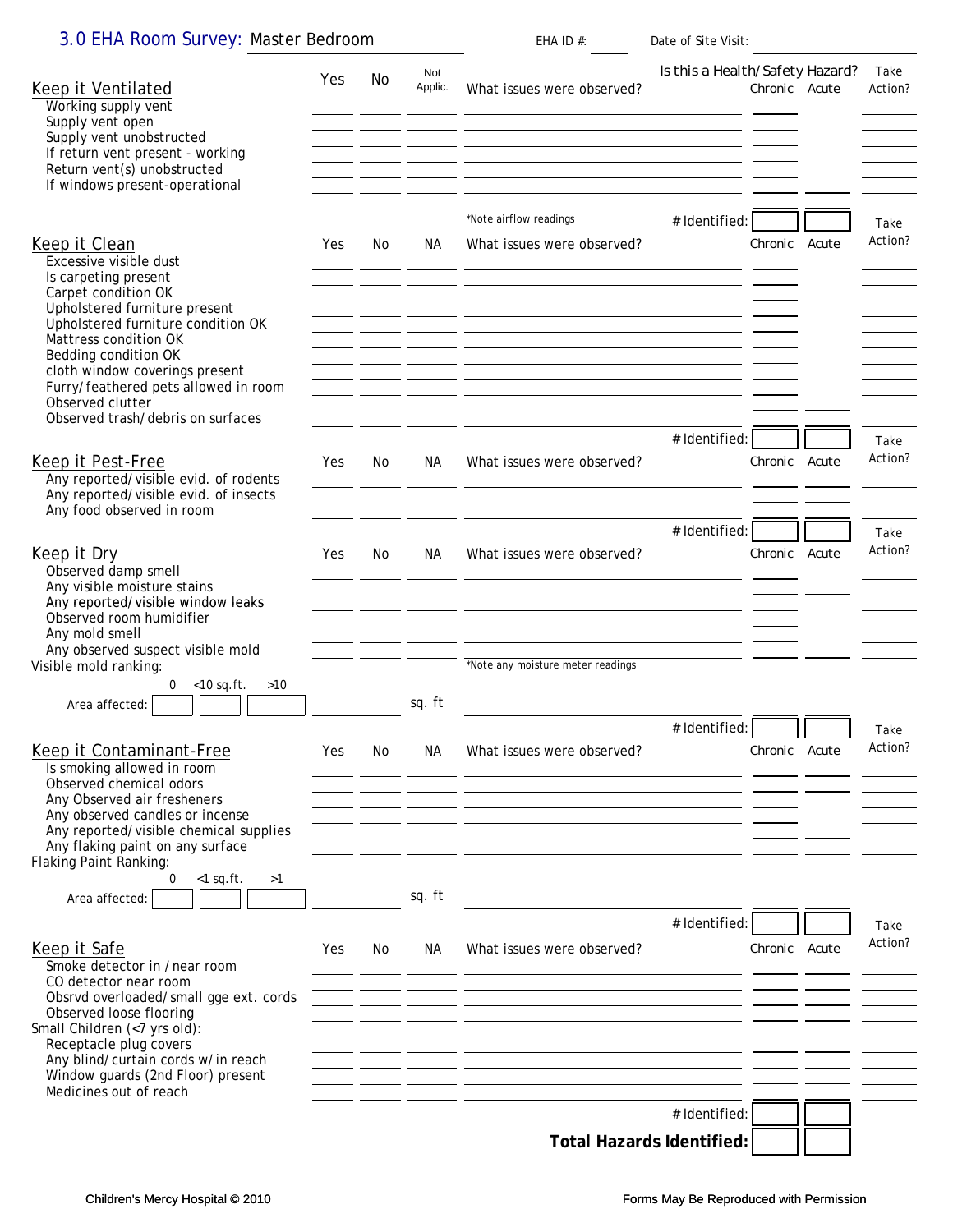# 3.0 EHA Room Survey: Master Bedroom

EHA ID #: ______ Date of Site Visit: ______

## Keep it Ventilated

| Keep it Ventilated | Yes | No | Not Applic. | What issues were observed? | Chronic | Acute | Take Action? |
|---|---|---|---|---|---|---|---|
| Working supply vent | | | | | | | |
| Supply vent open | | | | | | | |
| Supply vent unobstructed | | | | | | | |
| If return vent present - working | | | | | | | |
| Return vent(s) unobstructed | | | | | | | |
| If windows present-operational | | | | | | | |

Is this a Health/Safety Hazard?

*Note airflow readings

# Identified: ______ ______

## Keep it Clean

| Keep it Clean | Yes | No | NA | What issues were observed? | Chronic | Acute | Take Action? |
|---|---|---|---|---|---|---|---|
| Excessive visible dust | | | | | | | |
| Is carpeting present | | | | | | | |
| Carpet condition OK | | | | | | | |
| Upholstered furniture present | | | | | | | |
| Upholstered furniture condition OK | | | | | | | |
| Mattress condition OK | | | | | | | |
| Bedding condition OK | | | | | | | |
| cloth window coverings present | | | | | | | |
| Furry/feathered pets allowed in room | | | | | | | |
| Observed clutter | | | | | | | |
| Observed trash/debris on surfaces | | | | | | | |

# Identified: ______ ______

## Keep it Pest-Free

| Keep it Pest-Free | Yes | No | NA | What issues were observed? | Chronic | Acute | Take Action? |
|---|---|---|---|---|---|---|---|
| Any reported/visible evid. of rodents | | | | | | | |
| Any reported/visible evid. of insects | | | | | | | |
| Any food observed in room | | | | | | | |

# Identified: ______ ______

## Keep it Dry

| Keep it Dry | Yes | No | NA | What issues were observed? | Chronic | Acute | Take Action? |
|---|---|---|---|---|---|---|---|
| Observed damp smell | | | | | | | |
| Any visible moisture stains | | | | | | | |
| Any reported/visible window leaks | | | | | | | |
| Observed room humidifier | | | | | | | |
| Any mold smell | | | | | | | |
| Any observed suspect visible mold | | | | | | | |

*Note any moisture meter readings

Visible mold ranking:

| | 0 | <10 sq.ft. | >10 |
|---|---|---|---|
| Area affected: | | | |

______ sq. ft

# Identified: ______ ______

## Keep it Contaminant-Free

| Keep it Contaminant-Free | Yes | No | NA | What issues were observed? | Chronic | Acute | Take Action? |
|---|---|---|---|---|---|---|---|
| Is smoking allowed in room | | | | | | | |
| Observed chemical odors | | | | | | | |
| Any Observed air fresheners | | | | | | | |
| Any observed candles or incense | | | | | | | |
| Any reported/visible chemical supplies | | | | | | | |
| Any flaking paint on any surface | | | | | | | |

Flaking Paint Ranking:

| | 0 | <1 sq.ft. | >1 |
|---|---|---|---|
| Area affected: | | | |

______ sq. ft

# Identified: ______ ______

## Keep it Safe

| Keep it Safe | Yes | No | NA | What issues were observed? | Chronic | Acute | Take Action? |
|---|---|---|---|---|---|---|---|
| Smoke detector in /near room | | | | | | | |
| CO detector near room | | | | | | | |
| Obsrvd overloaded/small gge ext. cords | | | | | | | |
| Observed loose flooring | | | | | | | |
| **Small Children (<7 yrs old):** | | | | | | | |
| Receptacle plug covers | | | | | | | |
| Any blind/curtain cords w/in reach | | | | | | | |
| Window guards (2nd Floor) present | | | | | | | |
| Medicines out of reach | | | | | | | |

# Identified: ______ ______

**Total Hazards Identified:** ______ ______

Children's Mercy Hospital © 2010 — Forms May Be Reproduced with Permission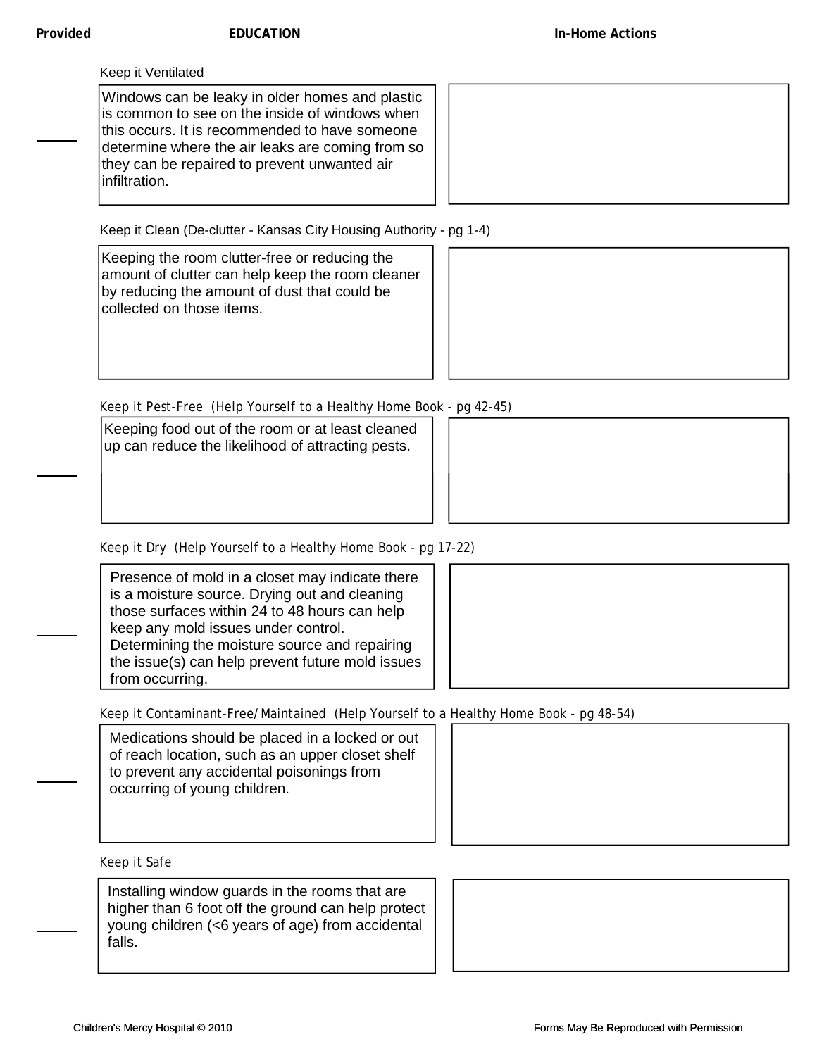| Provided | EDUCATION | In-Home Actions |
|---|---|---|
| | **Keep it Ventilated** | |
| ______ | Windows can be leaky in older homes and plastic is common to see on the inside of windows when this occurs. It is recommended to have someone determine where the air leaks are coming from so they can be repaired to prevent unwanted air infiltration. | |
| | **Keep it Clean (De-clutter - Kansas City Housing Authority - pg 1-4)** | |
| ______ | Keeping the room clutter-free or reducing the amount of clutter can help keep the room cleaner by reducing the amount of dust that could be collected on those items. | |
| | **Keep it Pest-Free (Help Yourself to a Healthy Home Book - pg 42-45)** | |
| ______ | Keeping food out of the room or at least cleaned up can reduce the likelihood of attracting pests. | |
| | **Keep it Dry (Help Yourself to a Healthy Home Book - pg 17-22)** | |
| ______ | Presence of mold in a closet may indicate there is a moisture source. Drying out and cleaning those surfaces within 24 to 48 hours can help keep any mold issues under control. Determining the moisture source and repairing the issue(s) can help prevent future mold issues from occurring. | |
| | **Keep it Contaminant-Free/Maintained (Help Yourself to a Healthy Home Book - pg 48-54)** | |
| ______ | Medications should be placed in a locked or out of reach location, such as an upper closet shelf to prevent any accidental poisonings from occurring of young children. | |
| | **Keep it Safe** | |
| ______ | Installing window guards in the rooms that are higher than 6 foot off the ground can help protect young children (<6 years of age) from accidental falls. | |

Children's Mercy Hospital © 2010

Forms May Be Reproduced with Permission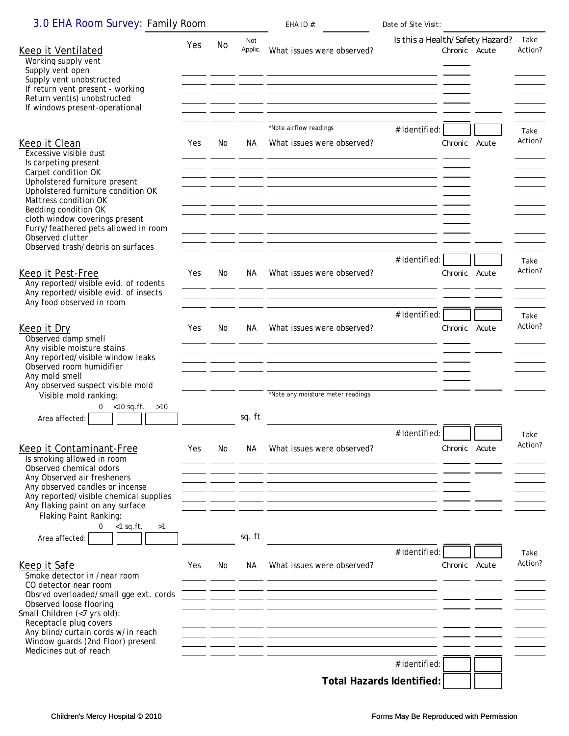# 3.0 EHA Room Survey: Family Room

EHA ID #: ____________ Date of Site Visit: ____________

## Keep it Ventilated

| | Yes | No | Not Applic. | What issues were observed? | Is this a Health/Safety Hazard? Chronic | Acute | Take Action? |
|---|---|---|---|---|---|---|---|
| Working supply vent | | | | | | | |
| Supply vent open | | | | | | | |
| Supply vent unobstructed | | | | | | | |
| If return vent present - working | | | | | | | |
| Return vent(s) unobstructed | | | | | | | |
| If windows present-operational | | | | | | | |
| | | | | *Note airflow readings | # Identified: | | |

## Keep it Clean

| | Yes | No | NA | What issues were observed? | Chronic | Acute | Take Action? |
|---|---|---|---|---|---|---|---|
| Excessive visible dust | | | | | | | |
| Is carpeting present | | | | | | | |
| Carpet condition OK | | | | | | | |
| Upholstered furniture present | | | | | | | |
| Upholstered furniture condition OK | | | | | | | |
| Mattress condition OK | | | | | | | |
| Bedding condition OK | | | | | | | |
| cloth window coverings present | | | | | | | |
| Furry/feathered pets allowed in room | | | | | | | |
| Observed clutter | | | | | | | |
| Observed trash/debris on surfaces | | | | | | | |
| | | | | | # Identified: | | |

## Keep it Pest-Free

| | Yes | No | NA | What issues were observed? | Chronic | Acute | Take Action? |
|---|---|---|---|---|---|---|---|
| Any reported/visible evid. of rodents | | | | | | | |
| Any reported/visible evid. of insects | | | | | | | |
| Any food observed in room | | | | | | | |
| | | | | | # Identified: | | |

## Keep it Dry

| | Yes | No | NA | What issues were observed? | Chronic | Acute | Take Action? |
|---|---|---|---|---|---|---|---|
| Observed damp smell | | | | | | | |
| Any visible moisture stains | | | | | | | |
| Any reported/visible window leaks | | | | | | | |
| Observed room humidifier | | | | | | | |
| Any mold smell | | | | | | | |
| Any observed suspect visible mold | | | | | | | |
| Visible mold ranking: | | | | *Note any moisture meter readings | | | |

Visible mold ranking: 0 | <10 sq.ft. | >10

Area affected: [ ] [ ] [ ] ________ sq. ft

# Identified: [ ] [ ]

## Keep it Contaminant-Free

| | Yes | No | NA | What issues were observed? | Chronic | Acute | Take Action? |
|---|---|---|---|---|---|---|---|
| Is smoking allowed in room | | | | | | | |
| Observed chemical odors | | | | | | | |
| Any Observed air fresheners | | | | | | | |
| Any observed candles or incense | | | | | | | |
| Any reported/visible chemical supplies | | | | | | | |
| Any flaking paint on any surface | | | | | | | |

Flaking Paint Ranking: 0 | <1 sq.ft. | >1

Area affected: [ ] [ ] [ ] ________ sq. ft

# Identified: [ ] [ ]

## Keep it Safe

| | Yes | No | NA | What issues were observed? | Chronic | Acute | Take Action? |
|---|---|---|---|---|---|---|---|
| Smoke detector in /near room | | | | | | | |
| CO detector near room | | | | | | | |
| Obsrvd overloaded/small gge ext. cords | | | | | | | |
| Observed loose flooring | | | | | | | |
| **Small Children (<7 yrs old):** | | | | | | | |
| Receptacle plug covers | | | | | | | |
| Any blind/curtain cords w/in reach | | | | | | | |
| Window guards (2nd Floor) present | | | | | | | |
| Medicines out of reach | | | | | | | |
| | | | | | # Identified: | | |

**Total Hazards Identified:** [ ] [ ]

Children's Mercy Hospital © 2010 — Forms May Be Reproduced with Permission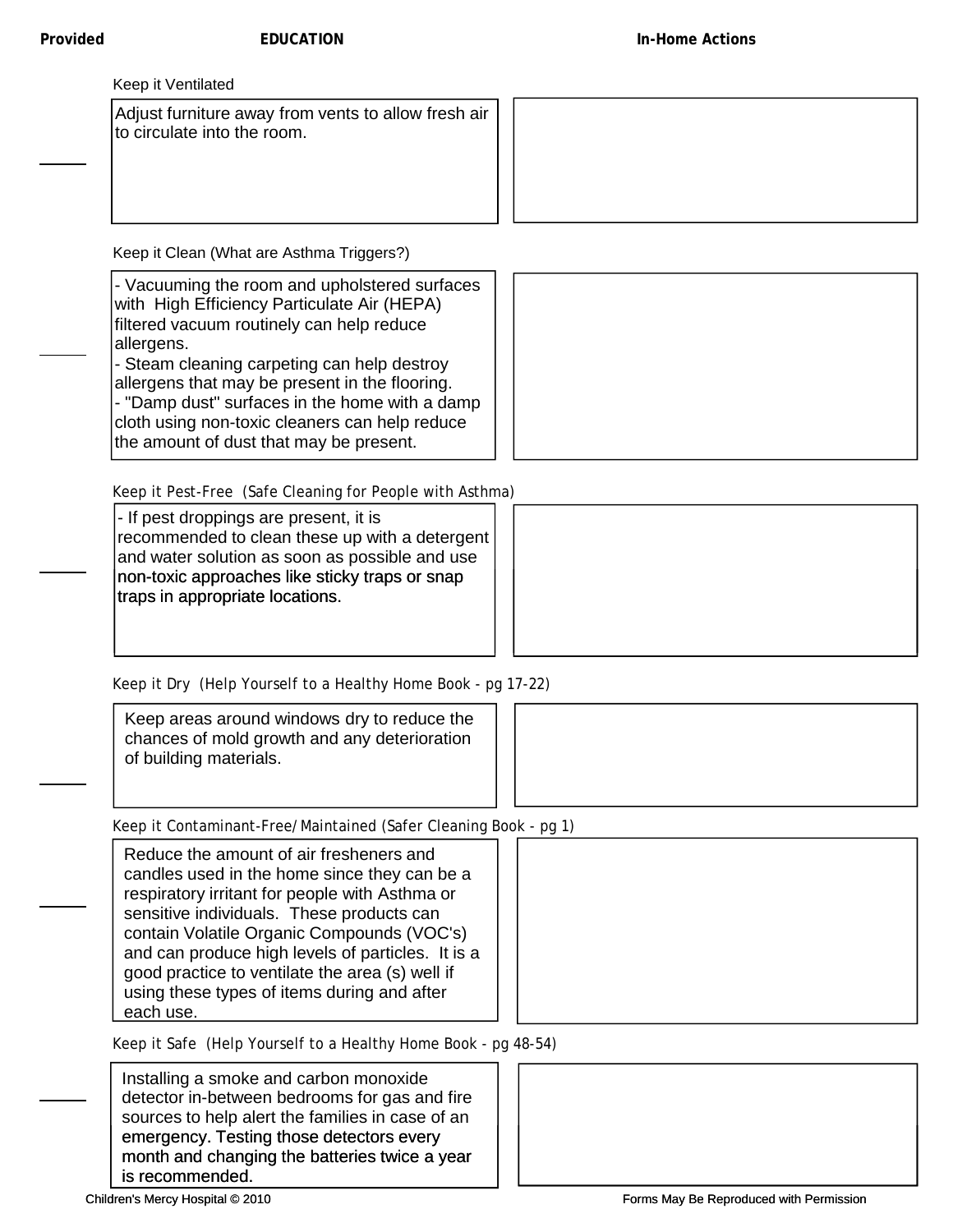| Provided | EDUCATION | In-Home Actions |
|---|---|---|
| | **Keep it Ventilated** | |
| ____ | Adjust furniture away from vents to allow fresh air to circulate into the room. | |
| | **Keep it Clean (What are Asthma Triggers?)** | |
| ____ | - Vacuuming the room and upholstered surfaces with High Efficiency Particulate Air (HEPA) filtered vacuum routinely can help reduce allergens.<br>- Steam cleaning carpeting can help destroy allergens that may be present in the flooring.<br>- "Damp dust" surfaces in the home with a damp cloth using non-toxic cleaners can help reduce the amount of dust that may be present. | |
| | **Keep it Pest-Free (Safe Cleaning for People with Asthma)** | |
| ____ | - If pest droppings are present, it is recommended to clean these up with a detergent and water solution as soon as possible and use non-toxic approaches like sticky traps or snap traps in appropriate locations. | |
| | **Keep it Dry (Help Yourself to a Healthy Home Book - pg 17-22)** | |
| ____ | Keep areas around windows dry to reduce the chances of mold growth and any deterioration of building materials. | |
| | **Keep it Contaminant-Free/Maintained (Safer Cleaning Book - pg 1)** | |
| ____ | Reduce the amount of air fresheners and candles used in the home since they can be a respiratory irritant for people with Asthma or sensitive individuals. These products can contain Volatile Organic Compounds (VOC's) and can produce high levels of particles. It is a good practice to ventilate the area (s) well if using these types of items during and after each use. | |
| | **Keep it Safe (Help Yourself to a Healthy Home Book - pg 48-54)** | |
| ____ | Installing a smoke and carbon monoxide detector in-between bedrooms for gas and fire sources to help alert the families in case of an emergency. Testing those detectors every month and changing the batteries twice a year is recommended. | |

Children's Mercy Hospital © 2010 Forms May Be Reproduced with Permission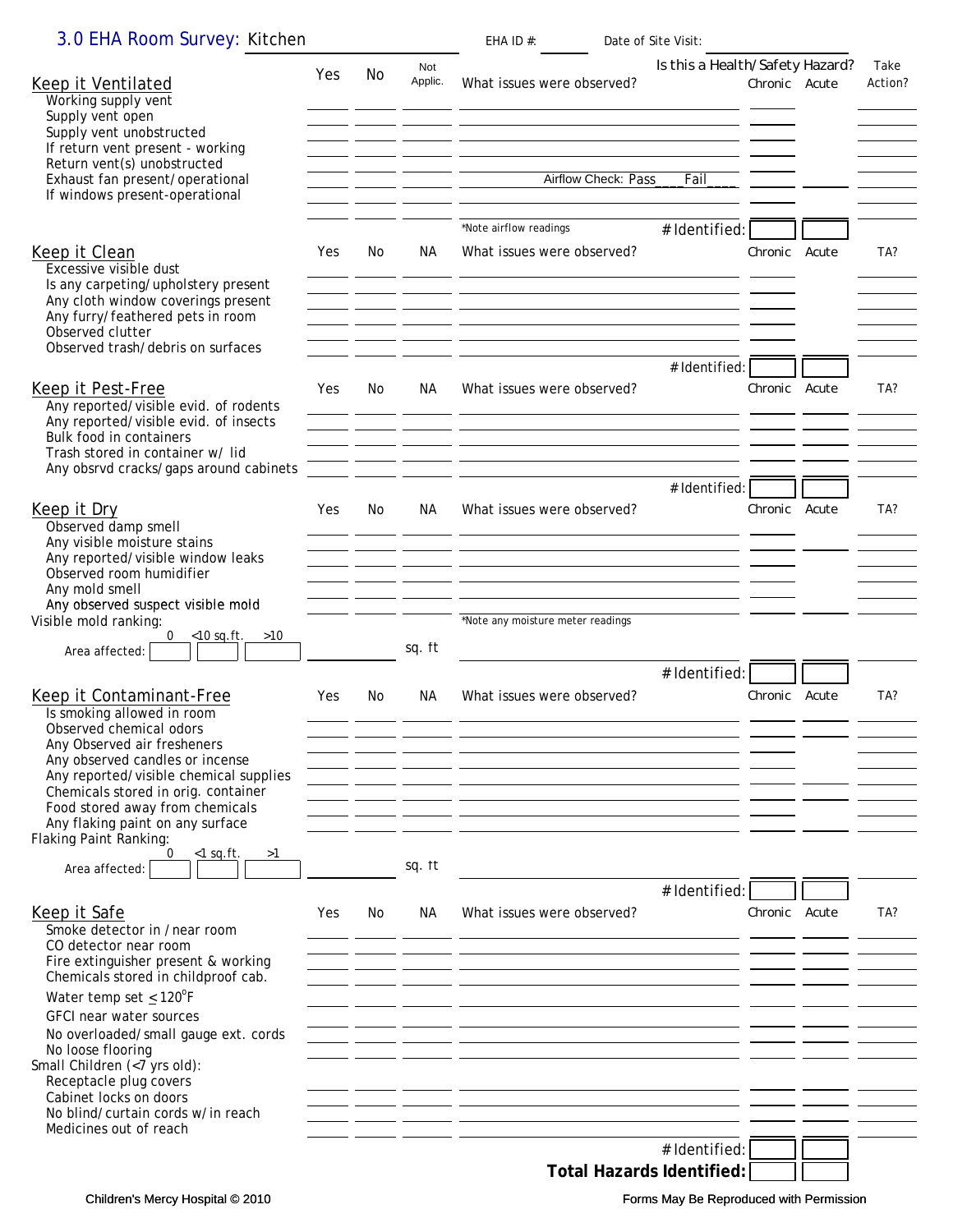# 3.0 EHA Room Survey: Kitchen

EHA ID #: ______ Date of Site Visit: ______

| Keep it Ventilated | Yes | No | Not Applic. | What issues were observed? | Is this a Health/Safety Hazard? Chronic | Acute | Take Action? |
|---|---|---|---|---|---|---|---|
| Working supply vent | | | | | | | |
| Supply vent open | | | | | | | |
| Supply vent unobstructed | | | | | | | |
| If return vent present - working | | | | | | | |
| Return vent(s) unobstructed | | | | | | | |
| Exhaust fan present/operational | | | | Airflow Check: Pass___ Fail___ | | | |
| If windows present-operational | | | | | | | |
| | | | | *Note airflow readings  # Identified: | | | |

| Keep it Clean | Yes | No | NA | What issues were observed? | Chronic | Acute | TA? |
|---|---|---|---|---|---|---|---|
| Excessive visible dust | | | | | | | |
| Is any carpeting/upholstery present | | | | | | | |
| Any cloth window coverings present | | | | | | | |
| Any furry/feathered pets in room | | | | | | | |
| Observed clutter | | | | | | | |
| Observed trash/debris on surfaces | | | | | | | |
| | | | | # Identified: | | | |

| Keep it Pest-Free | Yes | No | NA | What issues were observed? | Chronic | Acute | TA? |
|---|---|---|---|---|---|---|---|
| Any reported/visible evid. of rodents | | | | | | | |
| Any reported/visible evid. of insects | | | | | | | |
| Bulk food in containers | | | | | | | |
| Trash stored in container w/ lid | | | | | | | |
| Any obsrvd cracks/gaps around cabinets | | | | | | | |
| | | | | # Identified: | | | |

| Keep it Dry | Yes | No | NA | What issues were observed? | Chronic | Acute | TA? |
|---|---|---|---|---|---|---|---|
| Observed damp smell | | | | | | | |
| Any visible moisture stains | | | | | | | |
| Any reported/visible window leaks | | | | | | | |
| Observed room humidifier | | | | | | | |
| Any mold smell | | | | | | | |
| Any observed suspect visible mold | | | | | | | |
| Visible mold ranking: 0 / <10 sq.ft. / >10 — Area affected: | | | sq. ft | *Note any moisture meter readings | | | |
| | | | | # Identified: | | | |

| Keep it Contaminant-Free | Yes | No | NA | What issues were observed? | Chronic | Acute | TA? |
|---|---|---|---|---|---|---|---|
| Is smoking allowed in room | | | | | | | |
| Observed chemical odors | | | | | | | |
| Any Observed air fresheners | | | | | | | |
| Any observed candles or incense | | | | | | | |
| Any reported/visible chemical supplies | | | | | | | |
| Chemicals stored in orig. container | | | | | | | |
| Food stored away from chemicals | | | | | | | |
| Any flaking paint on any surface | | | | | | | |
| Flaking Paint Ranking: 0 / <1 sq.ft. / >1 — Area affected: | | | sq. ft | | | | |
| | | | | # Identified: | | | |

| Keep it Safe | Yes | No | NA | What issues were observed? | Chronic | Acute | TA? |
|---|---|---|---|---|---|---|---|
| Smoke detector in /near room | | | | | | | |
| CO detector near room | | | | | | | |
| Fire extinguisher present & working | | | | | | | |
| Chemicals stored in childproof cab. | | | | | | | |
| Water temp set ≤ 120°F | | | | | | | |
| GFCI near water sources | | | | | | | |
| No overloaded/small gauge ext. cords | | | | | | | |
| No loose flooring | | | | | | | |
| Small Children (<7 yrs old): | | | | | | | |
| Receptacle plug covers | | | | | | | |
| Cabinet locks on doors | | | | | | | |
| No blind/curtain cords w/in reach | | | | | | | |
| Medicines out of reach | | | | | | | |
| | | | | # Identified: | | | |
| | | | | **Total Hazards Identified:** | | | |

Children's Mercy Hospital © 2010 — Forms May Be Reproduced with Permission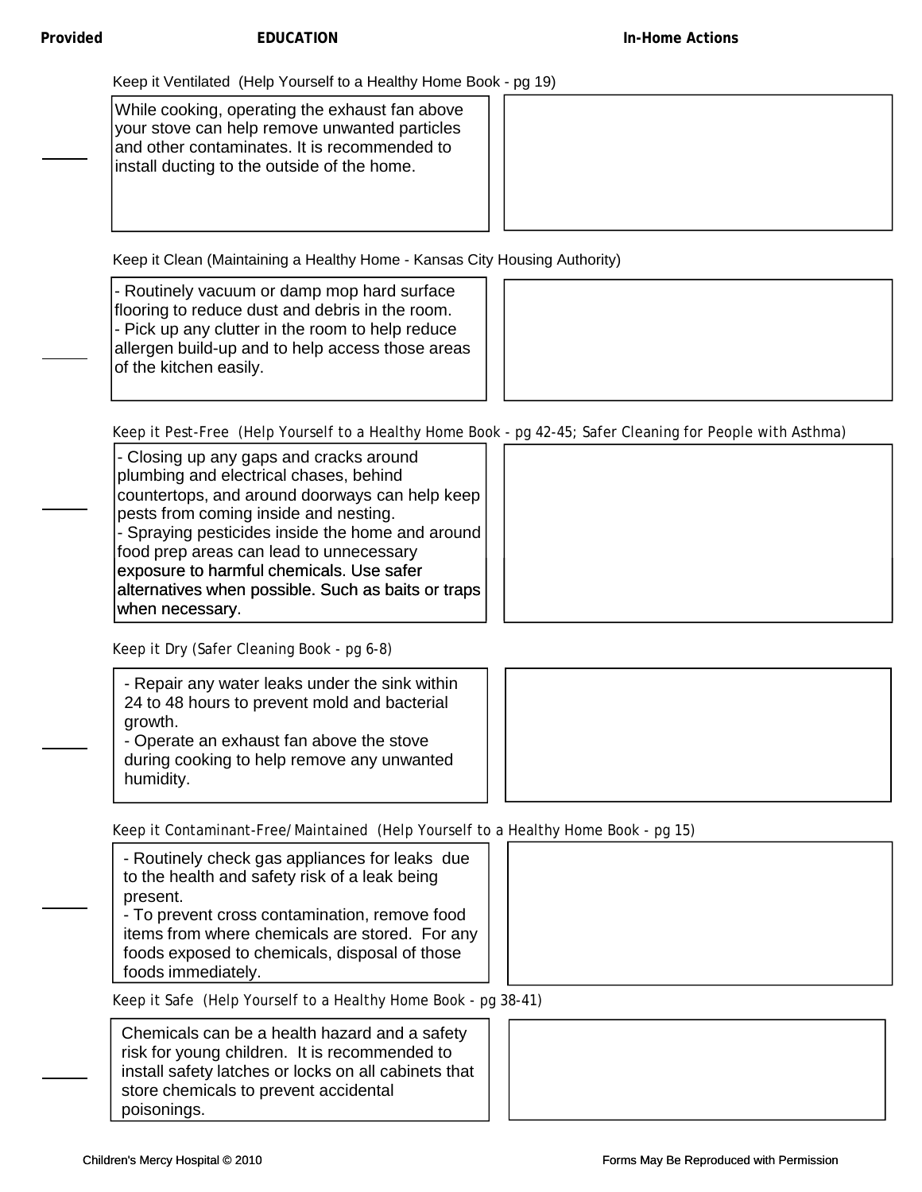| Provided | EDUCATION | In-Home Actions |
| --- | --- | --- |
| | **Keep it Ventilated** (Help Yourself to a Healthy Home Book - pg 19) | |
| ____ | While cooking, operating the exhaust fan above your stove can help remove unwanted particles and other contaminates. It is recommended to install ducting to the outside of the home. | |
| | **Keep it Clean** (Maintaining a Healthy Home - Kansas City Housing Authority) | |
| ____ | - Routinely vacuum or damp mop hard surface flooring to reduce dust and debris in the room.<br>- Pick up any clutter in the room to help reduce allergen build-up and to help access those areas of the kitchen easily. | |
| | **Keep it Pest-Free** (Help Yourself to a Healthy Home Book - pg 42-45; Safer Cleaning for People with Asthma) | |
| ____ | - Closing up any gaps and cracks around plumbing and electrical chases, behind countertops, and around doorways can help keep pests from coming inside and nesting.<br>- Spraying pesticides inside the home and around food prep areas can lead to unnecessary exposure to harmful chemicals. Use safer alternatives when possible. Such as baits or traps when necessary. | |
| | **Keep it Dry** (Safer Cleaning Book - pg 6-8) | |
| ____ | - Repair any water leaks under the sink within 24 to 48 hours to prevent mold and bacterial growth.<br>- Operate an exhaust fan above the stove during cooking to help remove any unwanted humidity. | |
| | **Keep it Contaminant-Free/Maintained** (Help Yourself to a Healthy Home Book - pg 15) | |
| ____ | - Routinely check gas appliances for leaks due to the health and safety risk of a leak being present.<br>- To prevent cross contamination, remove food items from where chemicals are stored. For any foods exposed to chemicals, disposal of those foods immediately. | |
| | **Keep it Safe** (Help Yourself to a Healthy Home Book - pg 38-41) | |
| ____ | Chemicals can be a health hazard and a safety risk for young children. It is recommended to install safety latches or locks on all cabinets that store chemicals to prevent accidental poisonings. | |

Children's Mercy Hospital © 2010

Forms May Be Reproduced with Permission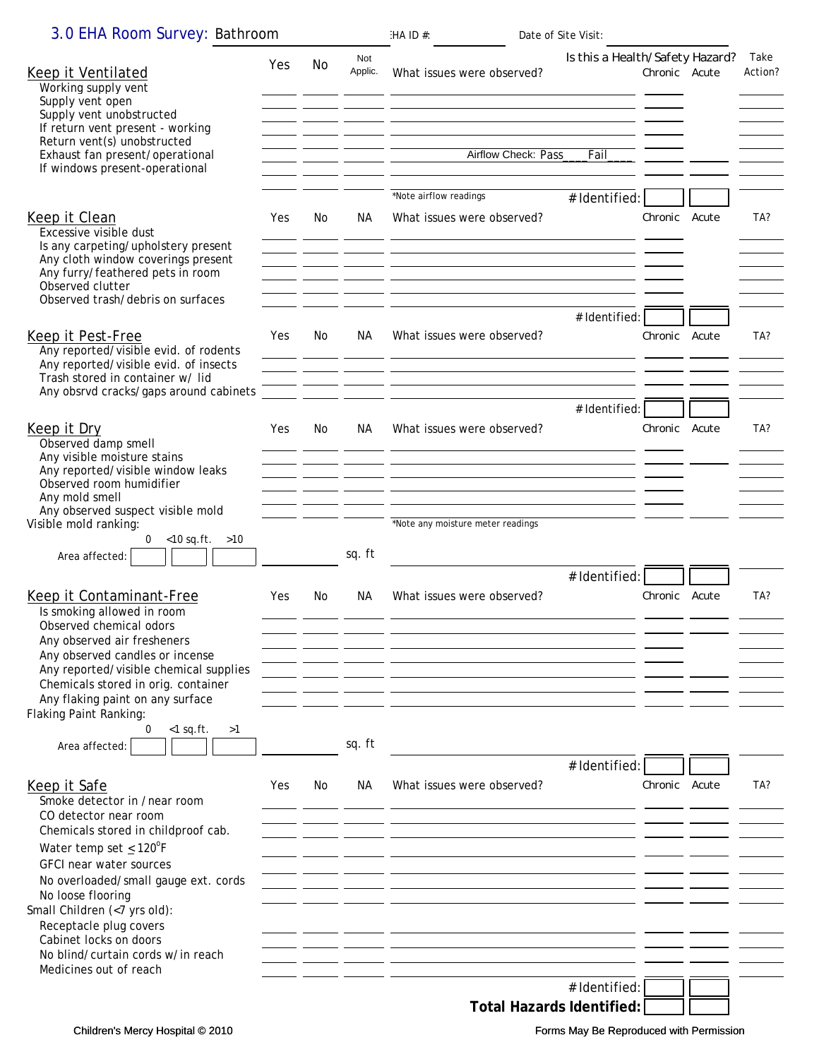# 3.0 EHA Room Survey: Bathroom

EHA ID #: ______________ Date of Site Visit: ______________

## Keep it Ventilated

| Keep it Ventilated | Yes | No | Not Applic. | What issues were observed? | Chronic | Acute | Take Action? |
|---|---|---|---|---|---|---|---|
| Working supply vent | | | | | | | |
| Supply vent open | | | | | | | |
| Supply vent unobstructed | | | | | | | |
| If return vent present - working | | | | | | | |
| Return vent(s) unobstructed | | | | | | | |
| Exhaust fan present/operational | | | | Airflow Check: Pass____ Fail____ | | | |
| If windows present-operational | | | | | | | |
| | | | | *Note airflow readings | | | |
| | | | | # Identified: | | | |

Is this a Health/Safety Hazard? (Chronic / Acute)

## Keep it Clean

| Keep it Clean | Yes | No | NA | What issues were observed? | Chronic | Acute | TA? |
|---|---|---|---|---|---|---|---|
| Excessive visible dust | | | | | | | |
| Is any carpeting/upholstery present | | | | | | | |
| Any cloth window coverings present | | | | | | | |
| Any furry/feathered pets in room | | | | | | | |
| Observed clutter | | | | | | | |
| Observed trash/debris on surfaces | | | | | | | |
| | | | | # Identified: | | | |

## Keep it Pest-Free

| Keep it Pest-Free | Yes | No | NA | What issues were observed? | Chronic | Acute | TA? |
|---|---|---|---|---|---|---|---|
| Any reported/visible evid. of rodents | | | | | | | |
| Any reported/visible evid. of insects | | | | | | | |
| Trash stored in container w/ lid | | | | | | | |
| Any obsrvd cracks/gaps around cabinets | | | | | | | |
| | | | | # Identified: | | | |

## Keep it Dry

| Keep it Dry | Yes | No | NA | What issues were observed? | Chronic | Acute | TA? |
|---|---|---|---|---|---|---|---|
| Observed damp smell | | | | | | | |
| Any visible moisture stains | | | | | | | |
| Any reported/visible window leaks | | | | | | | |
| Observed room humidifier | | | | | | | |
| Any mold smell | | | | | | | |
| Any observed suspect visible mold | | | | | | | |
| Visible mold ranking: | | | | *Note any moisture meter readings | | | |
| Area affected: 0 ☐ <10 sq.ft. ☐ >10 ☐ | ____ sq. ft | | | | | | |
| | | | | # Identified: | | | |

## Keep it Contaminant-Free

| Keep it Contaminant-Free | Yes | No | NA | What issues were observed? | Chronic | Acute | TA? |
|---|---|---|---|---|---|---|---|
| Is smoking allowed in room | | | | | | | |
| Observed chemical odors | | | | | | | |
| Any observed air fresheners | | | | | | | |
| Any observed candles or incense | | | | | | | |
| Any reported/visible chemical supplies | | | | | | | |
| Chemicals stored in orig. container | | | | | | | |
| Any flaking paint on any surface | | | | | | | |
| Flaking Paint Ranking: | | | | | | | |
| Area affected: 0 ☐ <1 sq.ft. ☐ >1 ☐ | ____ sq. ft | | | | | | |
| | | | | # Identified: | | | |

## Keep it Safe

| Keep it Safe | Yes | No | NA | What issues were observed? | Chronic | Acute | TA? |
|---|---|---|---|---|---|---|---|
| Smoke detector in /near room | | | | | | | |
| CO detector near room | | | | | | | |
| Chemicals stored in childproof cab. | | | | | | | |
| Water temp set ≤ 120°F | | | | | | | |
| GFCI near water sources | | | | | | | |
| No overloaded/small gauge ext. cords | | | | | | | |
| No loose flooring | | | | | | | |
| Small Children (<7 yrs old): | | | | | | | |
| Receptacle plug covers | | | | | | | |
| Cabinet locks on doors | | | | | | | |
| No blind/curtain cords w/in reach | | | | | | | |
| Medicines out of reach | | | | | | | |
| | | | | # Identified: | | | |

**Total Hazards Identified:** ☐ ☐

Children's Mercy Hospital © 2010 Forms May Be Reproduced with Permission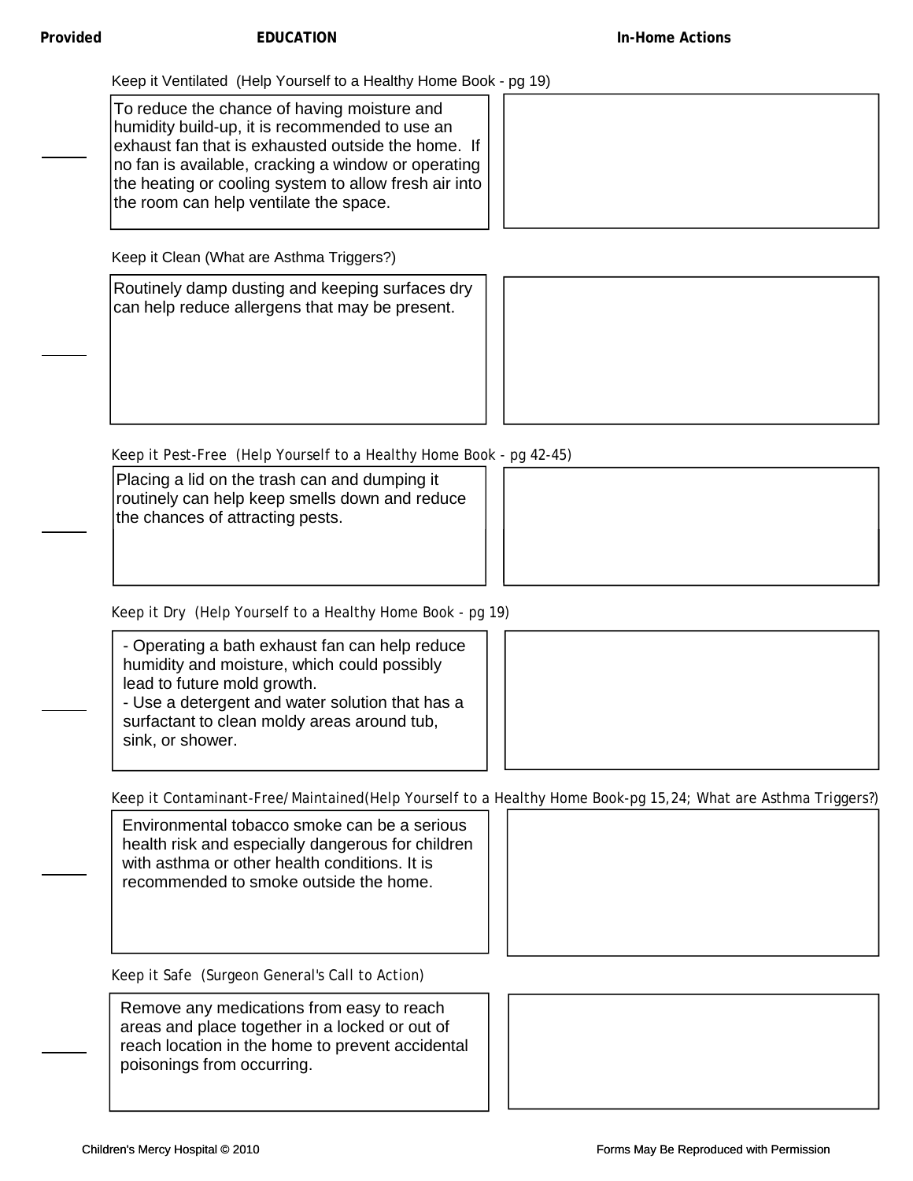| Provided | EDUCATION | In-Home Actions |
| --- | --- | --- |
| | **Keep it Ventilated (Help Yourself to a Healthy Home Book - pg 19)** | |
| ____ | To reduce the chance of having moisture and humidity build-up, it is recommended to use an exhaust fan that is exhausted outside the home. If no fan is available, cracking a window or operating the heating or cooling system to allow fresh air into the room can help ventilate the space. | |
| | **Keep it Clean (What are Asthma Triggers?)** | |
| ____ | Routinely damp dusting and keeping surfaces dry can help reduce allergens that may be present. | |
| | **Keep it Pest-Free (Help Yourself to a Healthy Home Book - pg 42-45)** | |
| ____ | Placing a lid on the trash can and dumping it routinely can help keep smells down and reduce the chances of attracting pests. | |
| | **Keep it Dry (Help Yourself to a Healthy Home Book - pg 19)** | |
| ____ | - Operating a bath exhaust fan can help reduce humidity and moisture, which could possibly lead to future mold growth.<br>- Use a detergent and water solution that has a surfactant to clean moldy areas around tub, sink, or shower. | |
| | **Keep it Contaminant-Free/Maintained (Help Yourself to a Healthy Home Book-pg 15,24; What are Asthma Triggers?)** | |
| ____ | Environmental tobacco smoke can be a serious health risk and especially dangerous for children with asthma or other health conditions. It is recommended to smoke outside the home. | |
| | **Keep it Safe (Surgeon General's Call to Action)** | |
| ____ | Remove any medications from easy to reach areas and place together in a locked or out of reach location in the home to prevent accidental poisonings from occurring. | |

Children's Mercy Hospital © 2010 — Forms May Be Reproduced with Permission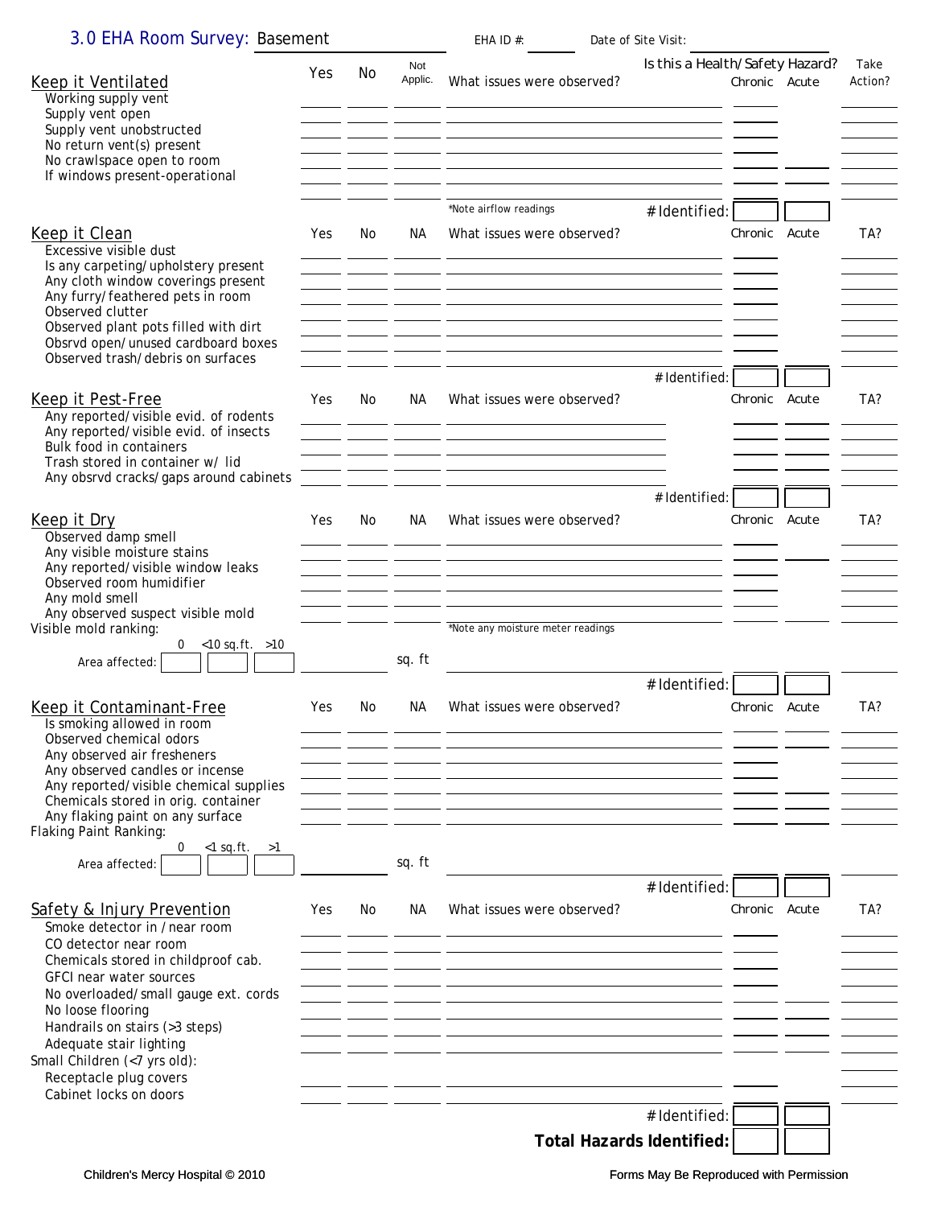# 3.0 EHA Room Survey: Basement

EHA ID #: Date of Site Visit:

## Keep it Ventilated

| Keep it Ventilated | Yes | No | Not Applic. | What issues were observed? | Is this a Health/Safety Hazard? Chronic | Acute | Take Action? |
|---|---|---|---|---|---|---|---|
| Working supply vent | | | | | | | |
| Supply vent open | | | | | | | |
| Supply vent unobstructed | | | | | | | |
| No return vent(s) present | | | | | | | |
| No crawlspace open to room | | | | | | | |
| If windows present-operational | | | | | | | |
| | | | | *Note airflow readings | # Identified: | | |

## Keep it Clean

| Keep it Clean | Yes | No | NA | What issues were observed? | Chronic | Acute | TA? |
|---|---|---|---|---|---|---|---|
| Excessive visible dust | | | | | | | |
| Is any carpeting/upholstery present | | | | | | | |
| Any cloth window coverings present | | | | | | | |
| Any furry/feathered pets in room | | | | | | | |
| Observed clutter | | | | | | | |
| Observed plant pots filled with dirt | | | | | | | |
| Obsrvd open/unused cardboard boxes | | | | | | | |
| Observed trash/debris on surfaces | | | | | | | |
| | | | | | # Identified: | | |

## Keep it Pest-Free

| Keep it Pest-Free | Yes | No | NA | What issues were observed? | Chronic | Acute | TA? |
|---|---|---|---|---|---|---|---|
| Any reported/visible evid. of rodents | | | | | | | |
| Any reported/visible evid. of insects | | | | | | | |
| Bulk food in containers | | | | | | | |
| Trash stored in container w/ lid | | | | | | | |
| Any obsrvd cracks/gaps around cabinets | | | | | | | |
| | | | | | # Identified: | | |

## Keep it Dry

| Keep it Dry | Yes | No | NA | What issues were observed? | Chronic | Acute | TA? |
|---|---|---|---|---|---|---|---|
| Observed damp smell | | | | | | | |
| Any visible moisture stains | | | | | | | |
| Any reported/visible window leaks | | | | | | | |
| Observed room humidifier | | | | | | | |
| Any mold smell | | | | | | | |
| Any observed suspect visible mold | | | | | | | |
| Visible mold ranking: | | | | *Note any moisture meter readings | | | |
| Area affected: 0 / <10 sq.ft. / >10 | | | sq. ft | | | | |
| | | | | | # Identified: | | |

## Keep it Contaminant-Free

| Keep it Contaminant-Free | Yes | No | NA | What issues were observed? | Chronic | Acute | TA? |
|---|---|---|---|---|---|---|---|
| Is smoking allowed in room | | | | | | | |
| Observed chemical odors | | | | | | | |
| Any observed air fresheners | | | | | | | |
| Any observed candles or incense | | | | | | | |
| Any reported/visible chemical supplies | | | | | | | |
| Chemicals stored in orig. container | | | | | | | |
| Any flaking paint on any surface | | | | | | | |
| Flaking Paint Ranking: | | | | | | | |
| Area affected: 0 / <1 sq.ft. / >1 | | | sq. ft | | | | |
| | | | | | # Identified: | | |

## Safety & Injury Prevention

| Safety & Injury Prevention | Yes | No | NA | What issues were observed? | Chronic | Acute | TA? |
|---|---|---|---|---|---|---|---|
| Smoke detector in / near room | | | | | | | |
| CO detector near room | | | | | | | |
| Chemicals stored in childproof cab. | | | | | | | |
| GFCI near water sources | | | | | | | |
| No overloaded/small gauge ext. cords | | | | | | | |
| No loose flooring | | | | | | | |
| Handrails on stairs (>3 steps) | | | | | | | |
| Adequate stair lighting | | | | | | | |
| Small Children (<7 yrs old): | | | | | | | |
| Receptacle plug covers | | | | | | | |
| Cabinet locks on doors | | | | | | | |
| | | | | | # Identified: | | |

**Total Hazards Identified:**

Children's Mercy Hospital © 2010 — Forms May Be Reproduced with Permission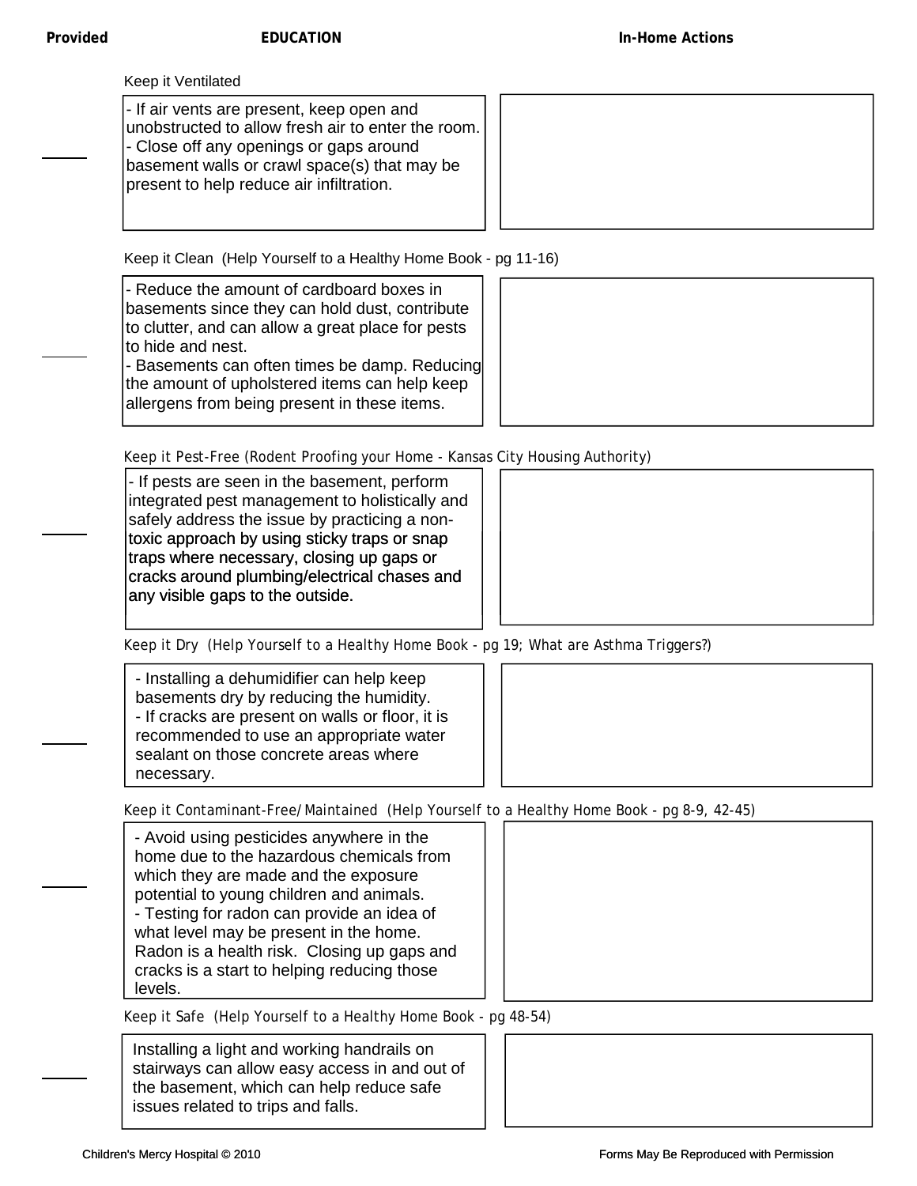| Provided | EDUCATION | In-Home Actions |
| --- | --- | --- |
| | **Keep it Ventilated** | |
| ____ | - If air vents are present, keep open and unobstructed to allow fresh air to enter the room.<br>- Close off any openings or gaps around basement walls or crawl space(s) that may be present to help reduce air infiltration. | |
| | **Keep it Clean** (Help Yourself to a Healthy Home Book - pg 11-16) | |
| ____ | - Reduce the amount of cardboard boxes in basements since they can hold dust, contribute to clutter, and can allow a great place for pests to hide and nest.<br>- Basements can often times be damp. Reducing the amount of upholstered items can help keep allergens from being present in these items. | |
| | **Keep it Pest-Free** (Rodent Proofing your Home - Kansas City Housing Authority) | |
| ____ | - If pests are seen in the basement, perform integrated pest management to holistically and safely address the issue by practicing a non-toxic approach by using sticky traps or snap traps where necessary, closing up gaps or cracks around plumbing/electrical chases and any visible gaps to the outside. | |
| | **Keep it Dry** (Help Yourself to a Healthy Home Book - pg 19; What are Asthma Triggers?) | |
| ____ | - Installing a dehumidifier can help keep basements dry by reducing the humidity.<br>- If cracks are present on walls or floor, it is recommended to use an appropriate water sealant on those concrete areas where necessary. | |
| | **Keep it Contaminant-Free/Maintained** (Help Yourself to a Healthy Home Book - pg 8-9, 42-45) | |
| ____ | - Avoid using pesticides anywhere in the home due to the hazardous chemicals from which they are made and the exposure potential to young children and animals.<br>- Testing for radon can provide an idea of what level may be present in the home. Radon is a health risk. Closing up gaps and cracks is a start to helping reducing those levels. | |
| | **Keep it Safe** (Help Yourself to a Healthy Home Book - pg 48-54) | |
| ____ | Installing a light and working handrails on stairways can allow easy access in and out of the basement, which can help reduce safe issues related to trips and falls. | |

Children's Mercy Hospital © 2010

Forms May Be Reproduced with Permission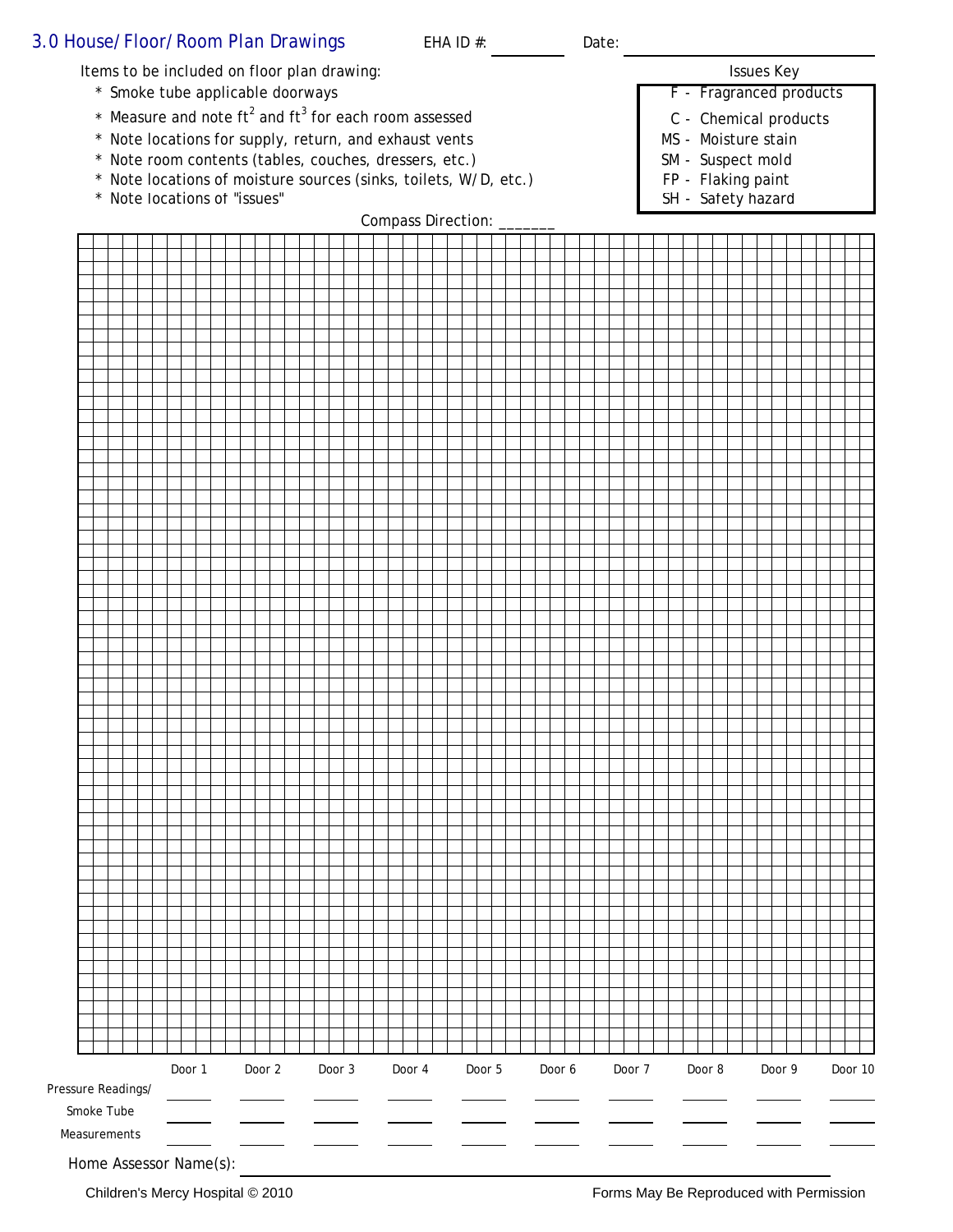## 3.0 House/Floor/Room Plan Drawings

EHA ID #: __________ Date: ____________________

Items to be included on floor plan drawing:

* Smoke tube applicable doorways
* Measure and note $ft^2$ and $ft^3$ for each room assessed
* Note locations for supply, return, and exhaust vents
* Note room contents (tables, couches, dressers, etc.)
* Note locations of moisture sources (sinks, toilets, W/D, etc.)
* Note locations of "issues"

**Issues Key**

| Code | Issue |
|---|---|
| F | Fragranced products |
| C | Chemical products |
| MS | Moisture stain |
| SM | Suspect mold |
| FP | Flaking paint |
| SH | Safety hazard |

Compass Direction: _______

| | Door 1 | Door 2 | Door 3 | Door 4 | Door 5 | Door 6 | Door 7 | Door 8 | Door 9 | Door 10 |
|---|---|---|---|---|---|---|---|---|---|---|
| Pressure Readings/ | | | | | | | | | | |
| Smoke Tube | | | | | | | | | | |
| Measurements | | | | | | | | | | |

Home Assessor Name(s): ______________________________

Children's Mercy Hospital © 2010

Forms May Be Reproduced with Permission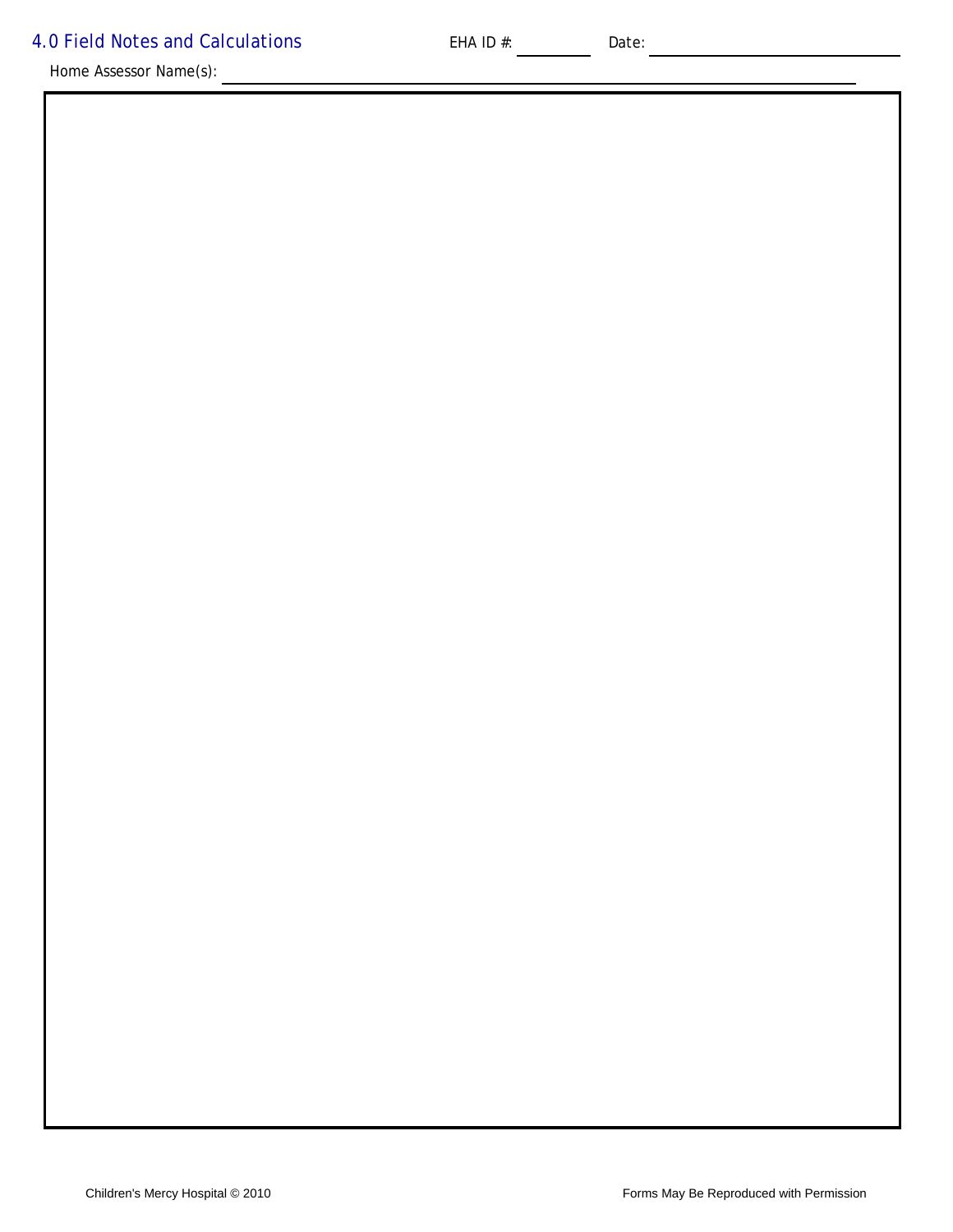## 4.0 Field Notes and Calculations

EHA ID #: ________ Date: ________________

Home Assessor Name(s): ______________________________________________

Children's Mercy Hospital © 2010

Forms May Be Reproduced with Permission